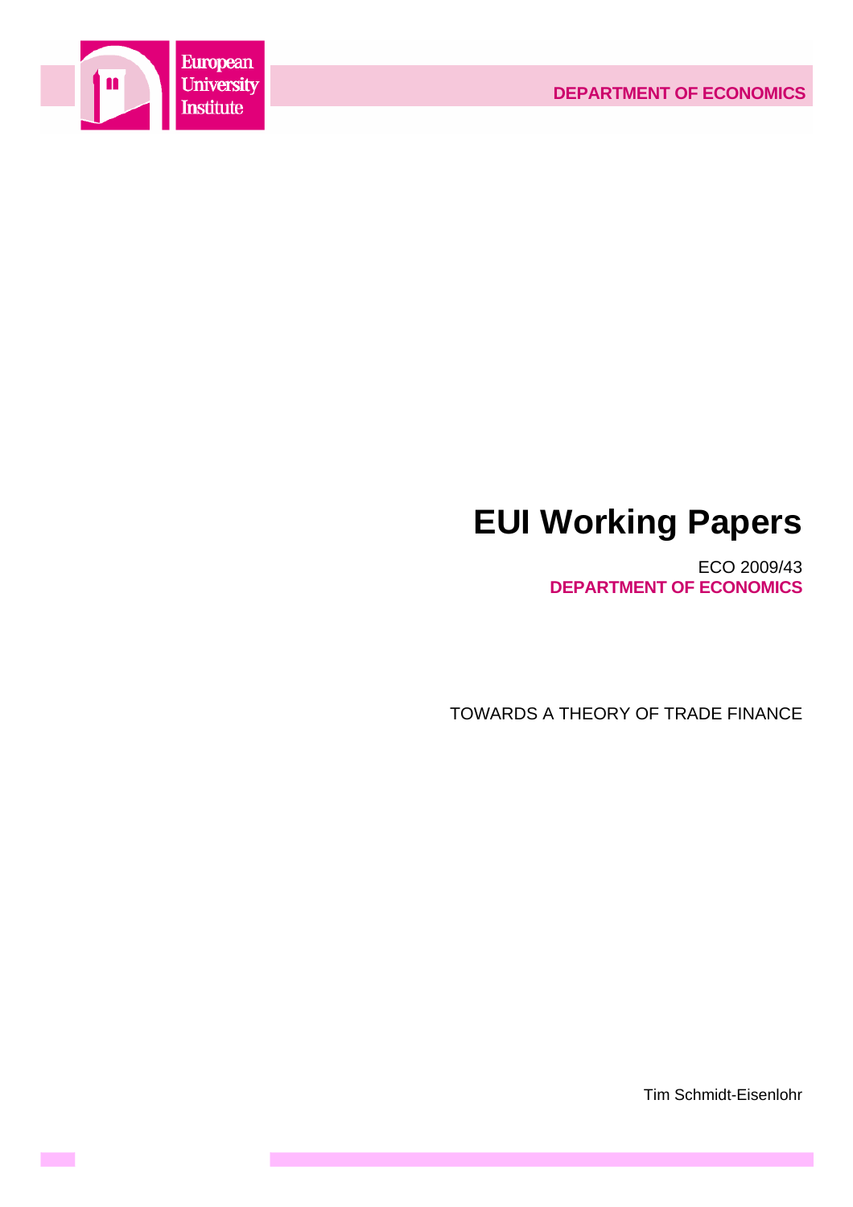European University Institute

DEPARTMENT OF ECONOMICS

# EUI Working Papers

ECO 2009/43

**DEPARTMENT OF ECONOMICS**

TOWARDS A THEORY OF TRADE FINANCE

Tim Schmidt-Eisenlohr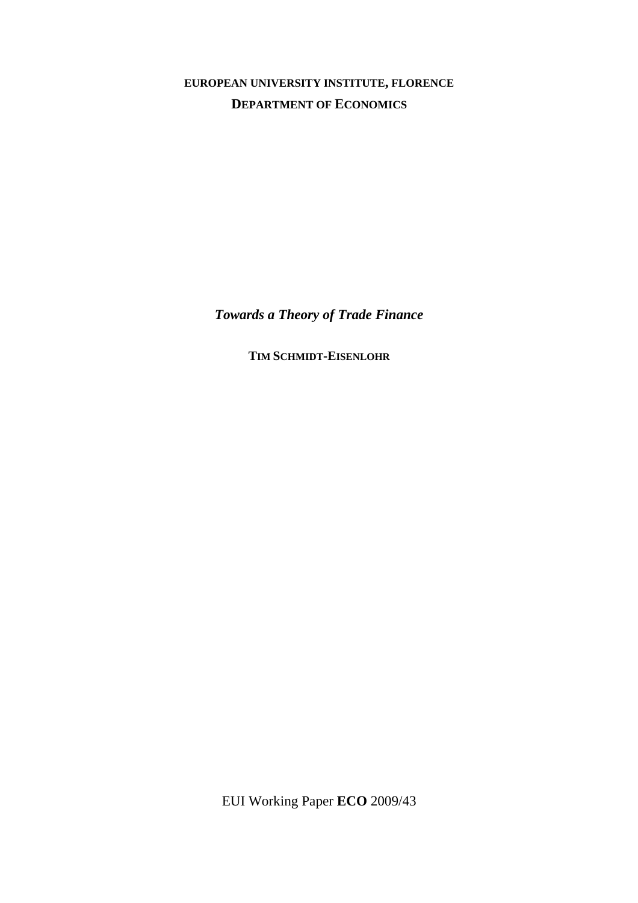**EUROPEAN UNIVERSITY INSTITUTE, FLORENCE**

**DEPARTMENT OF ECONOMICS**

***Towards a Theory of Trade Finance***

**TIM SCHMIDT-EISENLOHR**

EUI Working Paper **ECO** 2009/43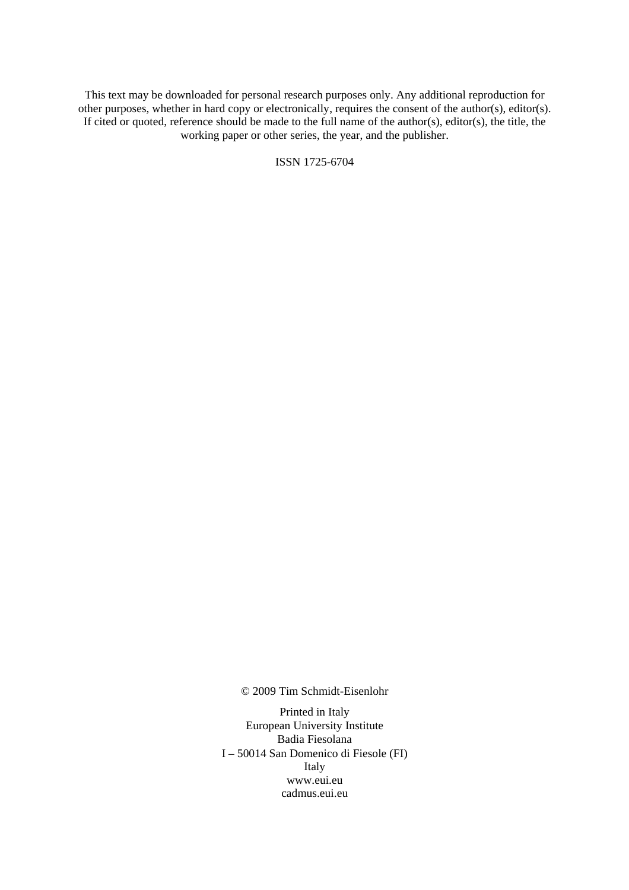This text may be downloaded for personal research purposes only. Any additional reproduction for other purposes, whether in hard copy or electronically, requires the consent of the author(s), editor(s). If cited or quoted, reference should be made to the full name of the author(s), editor(s), the title, the working paper or other series, the year, and the publisher.

ISSN 1725-6704

© 2009 Tim Schmidt-Eisenlohr

Printed in Italy
European University Institute
Badia Fiesolana
I – 50014 San Domenico di Fiesole (FI)
Italy
www.eui.eu
cadmus.eui.eu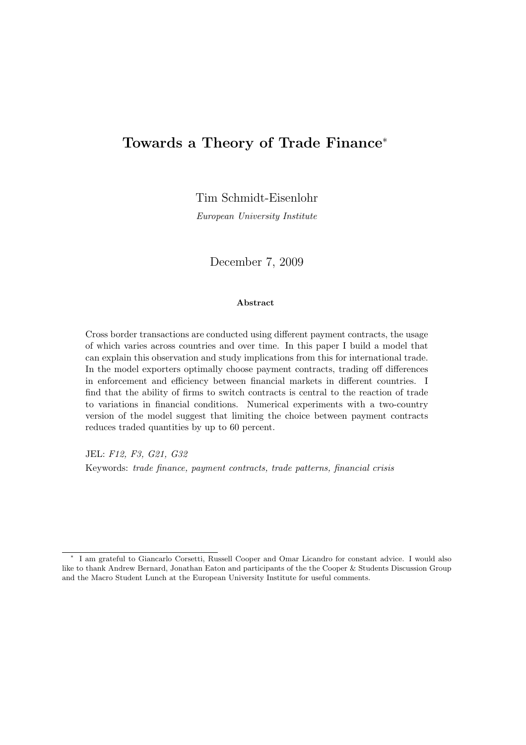# Towards a Theory of Trade Finance*

Tim Schmidt-Eisenlohr

*European University Institute*

December 7, 2009

**Abstract**

Cross border transactions are conducted using different payment contracts, the usage of which varies across countries and over time. In this paper I build a model that can explain this observation and study implications from this for international trade. In the model exporters optimally choose payment contracts, trading off differences in enforcement and efficiency between financial markets in different countries. I find that the ability of firms to switch contracts is central to the reaction of trade to variations in financial conditions. Numerical experiments with a two-country version of the model suggest that limiting the choice between payment contracts reduces traded quantities by up to 60 percent.

JEL: *F12, F3, G21, G32*

Keywords: *trade finance, payment contracts, trade patterns, financial crisis*

---

* I am grateful to Giancarlo Corsetti, Russell Cooper and Omar Licandro for constant advice. I would also like to thank Andrew Bernard, Jonathan Eaton and participants of the the Cooper & Students Discussion Group and the Macro Student Lunch at the European University Institute for useful comments.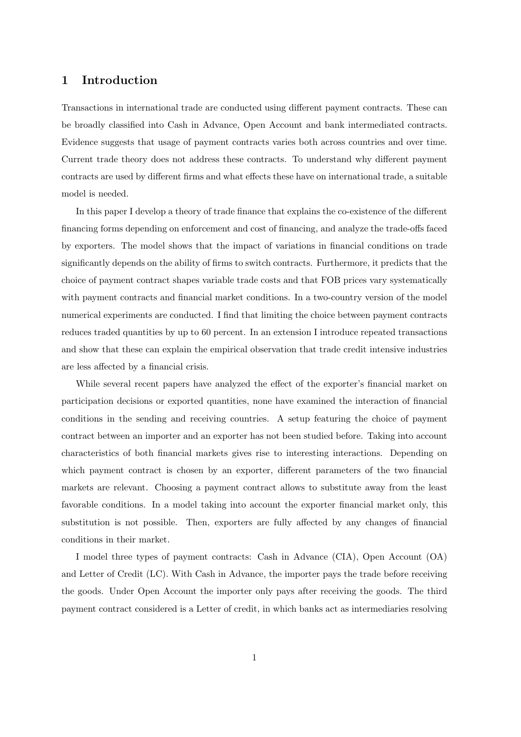# 1 Introduction

Transactions in international trade are conducted using different payment contracts. These can be broadly classified into Cash in Advance, Open Account and bank intermediated contracts. Evidence suggests that usage of payment contracts varies both across countries and over time. Current trade theory does not address these contracts. To understand why different payment contracts are used by different firms and what effects these have on international trade, a suitable model is needed.

In this paper I develop a theory of trade finance that explains the co-existence of the different financing forms depending on enforcement and cost of financing, and analyze the trade-offs faced by exporters. The model shows that the impact of variations in financial conditions on trade significantly depends on the ability of firms to switch contracts. Furthermore, it predicts that the choice of payment contract shapes variable trade costs and that FOB prices vary systematically with payment contracts and financial market conditions. In a two-country version of the model numerical experiments are conducted. I find that limiting the choice between payment contracts reduces traded quantities by up to 60 percent. In an extension I introduce repeated transactions and show that these can explain the empirical observation that trade credit intensive industries are less affected by a financial crisis.

While several recent papers have analyzed the effect of the exporter's financial market on participation decisions or exported quantities, none have examined the interaction of financial conditions in the sending and receiving countries. A setup featuring the choice of payment contract between an importer and an exporter has not been studied before. Taking into account characteristics of both financial markets gives rise to interesting interactions. Depending on which payment contract is chosen by an exporter, different parameters of the two financial markets are relevant. Choosing a payment contract allows to substitute away from the least favorable conditions. In a model taking into account the exporter financial market only, this substitution is not possible. Then, exporters are fully affected by any changes of financial conditions in their market.

I model three types of payment contracts: Cash in Advance (CIA), Open Account (OA) and Letter of Credit (LC). With Cash in Advance, the importer pays the trade before receiving the goods. Under Open Account the importer only pays after receiving the goods. The third payment contract considered is a Letter of credit, in which banks act as intermediaries resolving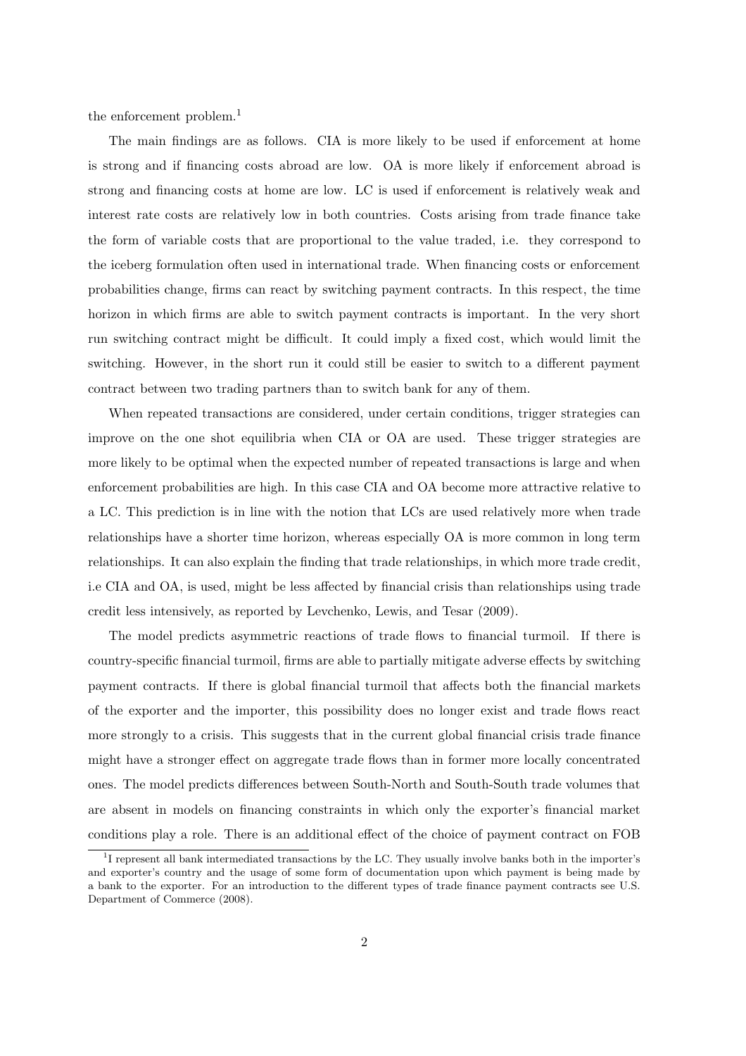the enforcement problem.[1]

The main findings are as follows. CIA is more likely to be used if enforcement at home is strong and if financing costs abroad are low. OA is more likely if enforcement abroad is strong and financing costs at home are low. LC is used if enforcement is relatively weak and interest rate costs are relatively low in both countries. Costs arising from trade finance take the form of variable costs that are proportional to the value traded, i.e. they correspond to the iceberg formulation often used in international trade. When financing costs or enforcement probabilities change, firms can react by switching payment contracts. In this respect, the time horizon in which firms are able to switch payment contracts is important. In the very short run switching contract might be difficult. It could imply a fixed cost, which would limit the switching. However, in the short run it could still be easier to switch to a different payment contract between two trading partners than to switch bank for any of them.

When repeated transactions are considered, under certain conditions, trigger strategies can improve on the one shot equilibria when CIA or OA are used. These trigger strategies are more likely to be optimal when the expected number of repeated transactions is large and when enforcement probabilities are high. In this case CIA and OA become more attractive relative to a LC. This prediction is in line with the notion that LCs are used relatively more when trade relationships have a shorter time horizon, whereas especially OA is more common in long term relationships. It can also explain the finding that trade relationships, in which more trade credit, i.e CIA and OA, is used, might be less affected by financial crisis than relationships using trade credit less intensively, as reported by Levchenko, Lewis, and Tesar (2009).

The model predicts asymmetric reactions of trade flows to financial turmoil. If there is country-specific financial turmoil, firms are able to partially mitigate adverse effects by switching payment contracts. If there is global financial turmoil that affects both the financial markets of the exporter and the importer, this possibility does no longer exist and trade flows react more strongly to a crisis. This suggests that in the current global financial crisis trade finance might have a stronger effect on aggregate trade flows than in former more locally concentrated ones. The model predicts differences between South-North and South-South trade volumes that are absent in models on financing constraints in which only the exporter's financial market conditions play a role. There is an additional effect of the choice of payment contract on FOB

[1] I represent all bank intermediated transactions by the LC. They usually involve banks both in the importer's and exporter's country and the usage of some form of documentation upon which payment is being made by a bank to the exporter. For an introduction to the different types of trade finance payment contracts see U.S. Department of Commerce (2008).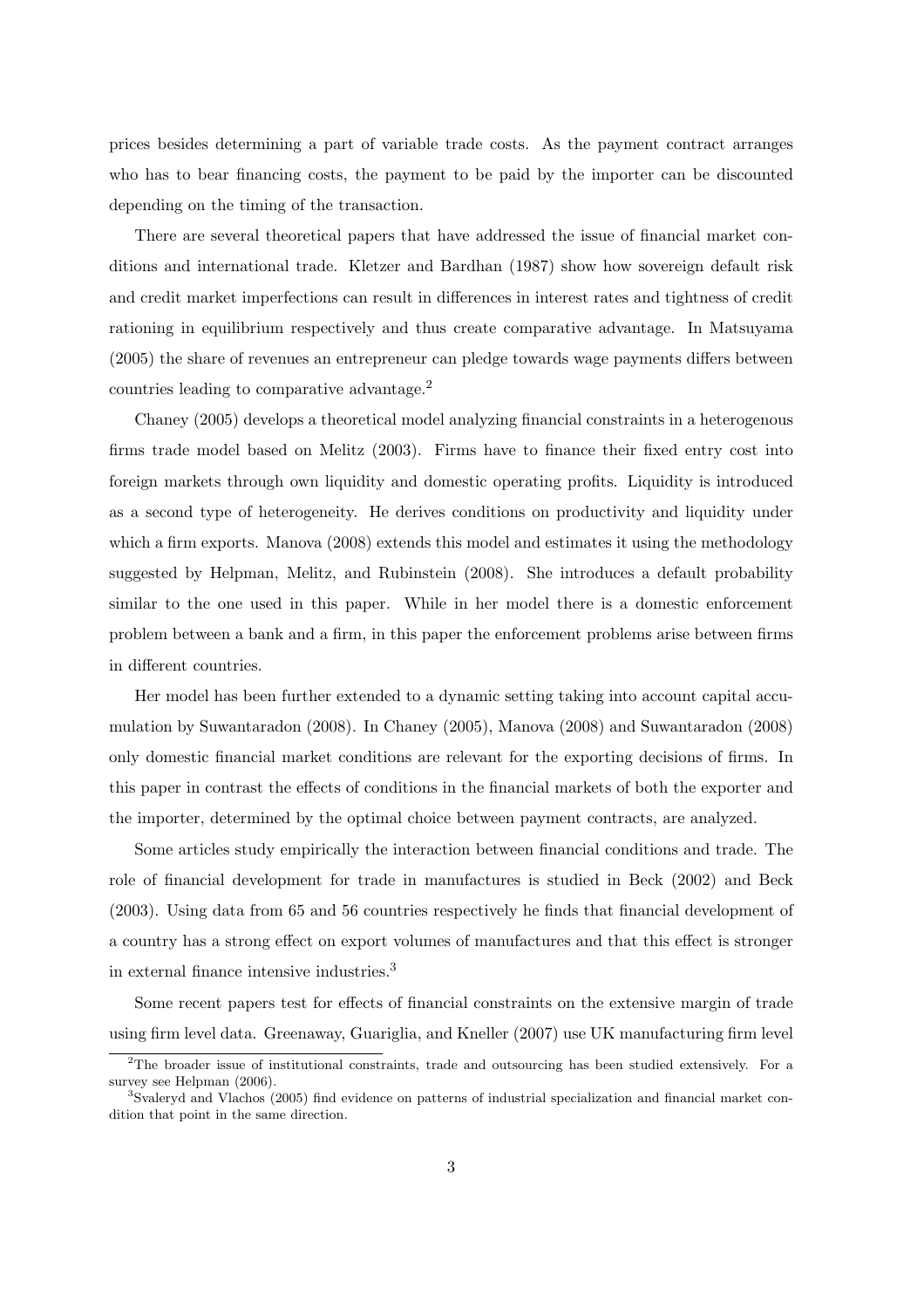prices besides determining a part of variable trade costs. As the payment contract arranges who has to bear financing costs, the payment to be paid by the importer can be discounted depending on the timing of the transaction.

There are several theoretical papers that have addressed the issue of financial market conditions and international trade. Kletzer and Bardhan (1987) show how sovereign default risk and credit market imperfections can result in differences in interest rates and tightness of credit rationing in equilibrium respectively and thus create comparative advantage. In Matsuyama (2005) the share of revenues an entrepreneur can pledge towards wage payments differs between countries leading to comparative advantage.[2]

Chaney (2005) develops a theoretical model analyzing financial constraints in a heterogenous firms trade model based on Melitz (2003). Firms have to finance their fixed entry cost into foreign markets through own liquidity and domestic operating profits. Liquidity is introduced as a second type of heterogeneity. He derives conditions on productivity and liquidity under which a firm exports. Manova (2008) extends this model and estimates it using the methodology suggested by Helpman, Melitz, and Rubinstein (2008). She introduces a default probability similar to the one used in this paper. While in her model there is a domestic enforcement problem between a bank and a firm, in this paper the enforcement problems arise between firms in different countries.

Her model has been further extended to a dynamic setting taking into account capital accumulation by Suwantaradon (2008). In Chaney (2005), Manova (2008) and Suwantaradon (2008) only domestic financial market conditions are relevant for the exporting decisions of firms. In this paper in contrast the effects of conditions in the financial markets of both the exporter and the importer, determined by the optimal choice between payment contracts, are analyzed.

Some articles study empirically the interaction between financial conditions and trade. The role of financial development for trade in manufactures is studied in Beck (2002) and Beck (2003). Using data from 65 and 56 countries respectively he finds that financial development of a country has a strong effect on export volumes of manufactures and that this effect is stronger in external finance intensive industries.[3]

Some recent papers test for effects of financial constraints on the extensive margin of trade using firm level data. Greenaway, Guariglia, and Kneller (2007) use UK manufacturing firm level

[2] The broader issue of institutional constraints, trade and outsourcing has been studied extensively. For a survey see Helpman (2006).

[3] Svaleryd and Vlachos (2005) find evidence on patterns of industrial specialization and financial market condition that point in the same direction.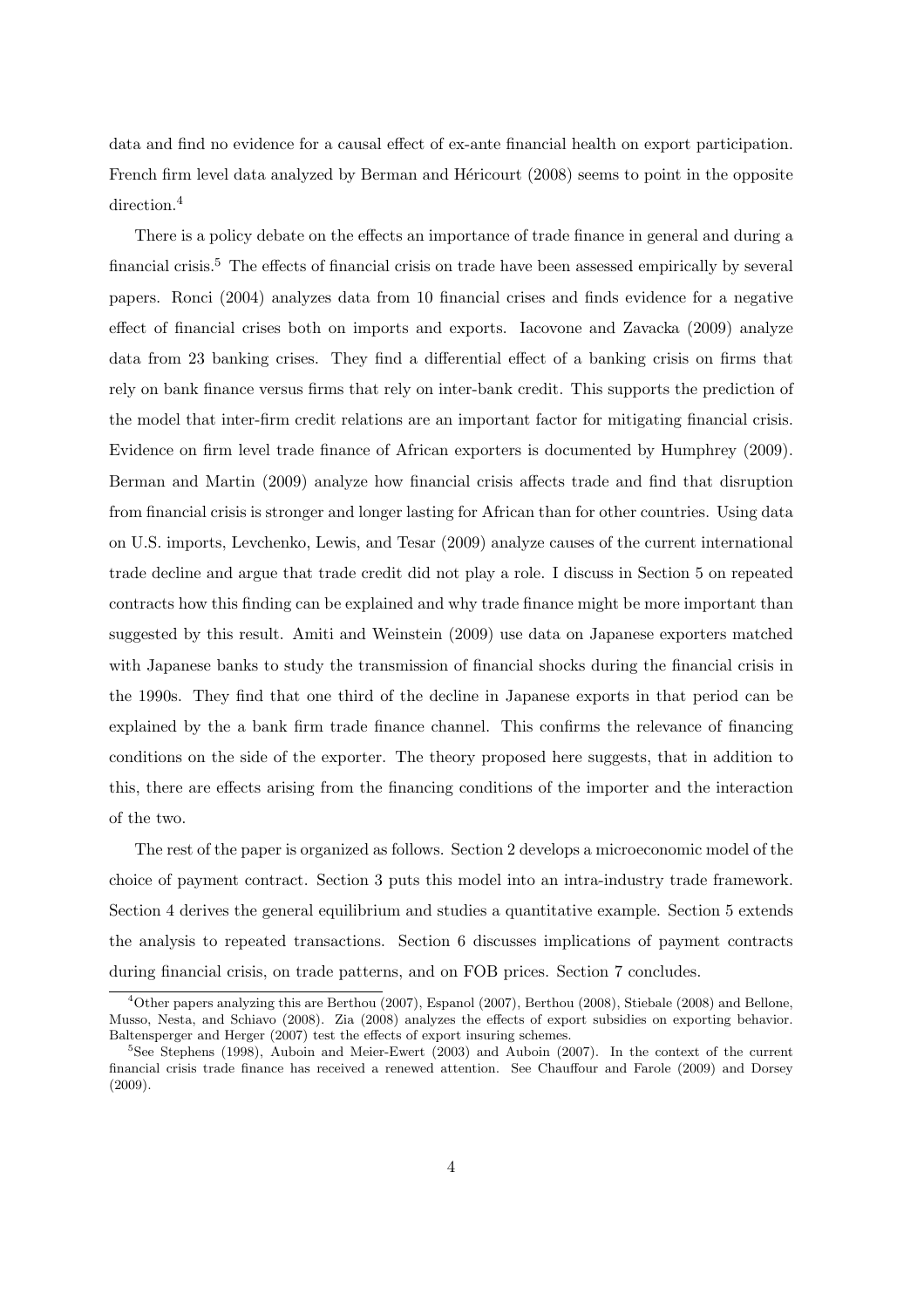data and find no evidence for a causal effect of ex-ante financial health on export participation. French firm level data analyzed by Berman and Héricourt (2008) seems to point in the opposite direction.[4]

There is a policy debate on the effects an importance of trade finance in general and during a financial crisis.[5] The effects of financial crisis on trade have been assessed empirically by several papers. Ronci (2004) analyzes data from 10 financial crises and finds evidence for a negative effect of financial crises both on imports and exports. Iacovone and Zavacka (2009) analyze data from 23 banking crises. They find a differential effect of a banking crisis on firms that rely on bank finance versus firms that rely on inter-bank credit. This supports the prediction of the model that inter-firm credit relations are an important factor for mitigating financial crisis. Evidence on firm level trade finance of African exporters is documented by Humphrey (2009). Berman and Martin (2009) analyze how financial crisis affects trade and find that disruption from financial crisis is stronger and longer lasting for African than for other countries. Using data on U.S. imports, Levchenko, Lewis, and Tesar (2009) analyze causes of the current international trade decline and argue that trade credit did not play a role. I discuss in Section 5 on repeated contracts how this finding can be explained and why trade finance might be more important than suggested by this result. Amiti and Weinstein (2009) use data on Japanese exporters matched with Japanese banks to study the transmission of financial shocks during the financial crisis in the 1990s. They find that one third of the decline in Japanese exports in that period can be explained by the a bank firm trade finance channel. This confirms the relevance of financing conditions on the side of the exporter. The theory proposed here suggests, that in addition to this, there are effects arising from the financing conditions of the importer and the interaction of the two.

The rest of the paper is organized as follows. Section 2 develops a microeconomic model of the choice of payment contract. Section 3 puts this model into an intra-industry trade framework. Section 4 derives the general equilibrium and studies a quantitative example. Section 5 extends the analysis to repeated transactions. Section 6 discusses implications of payment contracts during financial crisis, on trade patterns, and on FOB prices. Section 7 concludes.

---

[4] Other papers analyzing this are Berthou (2007), Espanol (2007), Berthou (2008), Stiebale (2008) and Bellone, Musso, Nesta, and Schiavo (2008). Zia (2008) analyzes the effects of export subsidies on exporting behavior. Baltensperger and Herger (2007) test the effects of export insuring schemes.

[5] See Stephens (1998), Auboin and Meier-Ewert (2003) and Auboin (2007). In the context of the current financial crisis trade finance has received a renewed attention. See Chauffour and Farole (2009) and Dorsey (2009).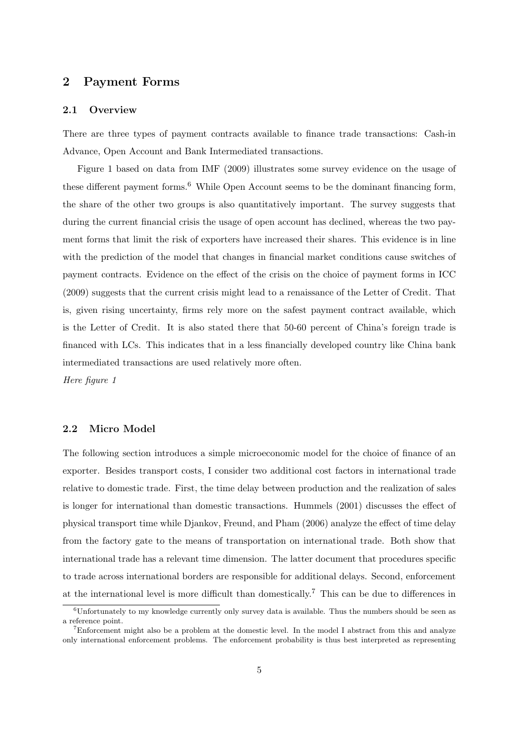## 2 Payment Forms

### 2.1 Overview

There are three types of payment contracts available to finance trade transactions: Cash-in Advance, Open Account and Bank Intermediated transactions.

Figure 1 based on data from IMF (2009) illustrates some survey evidence on the usage of these different payment forms.[6] While Open Account seems to be the dominant financing form, the share of the other two groups is also quantitatively important. The survey suggests that during the current financial crisis the usage of open account has declined, whereas the two payment forms that limit the risk of exporters have increased their shares. This evidence is in line with the prediction of the model that changes in financial market conditions cause switches of payment contracts. Evidence on the effect of the crisis on the choice of payment forms in ICC (2009) suggests that the current crisis might lead to a renaissance of the Letter of Credit. That is, given rising uncertainty, firms rely more on the safest payment contract available, which is the Letter of Credit. It is also stated there that 50-60 percent of China's foreign trade is financed with LCs. This indicates that in a less financially developed country like China bank intermediated transactions are used relatively more often.

*Here figure 1*

### 2.2 Micro Model

The following section introduces a simple microeconomic model for the choice of finance of an exporter. Besides transport costs, I consider two additional cost factors in international trade relative to domestic trade. First, the time delay between production and the realization of sales is longer for international than domestic transactions. Hummels (2001) discusses the effect of physical transport time while Djankov, Freund, and Pham (2006) analyze the effect of time delay from the factory gate to the means of transportation on international trade. Both show that international trade has a relevant time dimension. The latter document that procedures specific to trade across international borders are responsible for additional delays. Second, enforcement at the international level is more difficult than domestically.[7] This can be due to differences in

[6] Unfortunately to my knowledge currently only survey data is available. Thus the numbers should be seen as a reference point.

[7] Enforcement might also be a problem at the domestic level. In the model I abstract from this and analyze only international enforcement problems. The enforcement probability is thus best interpreted as representing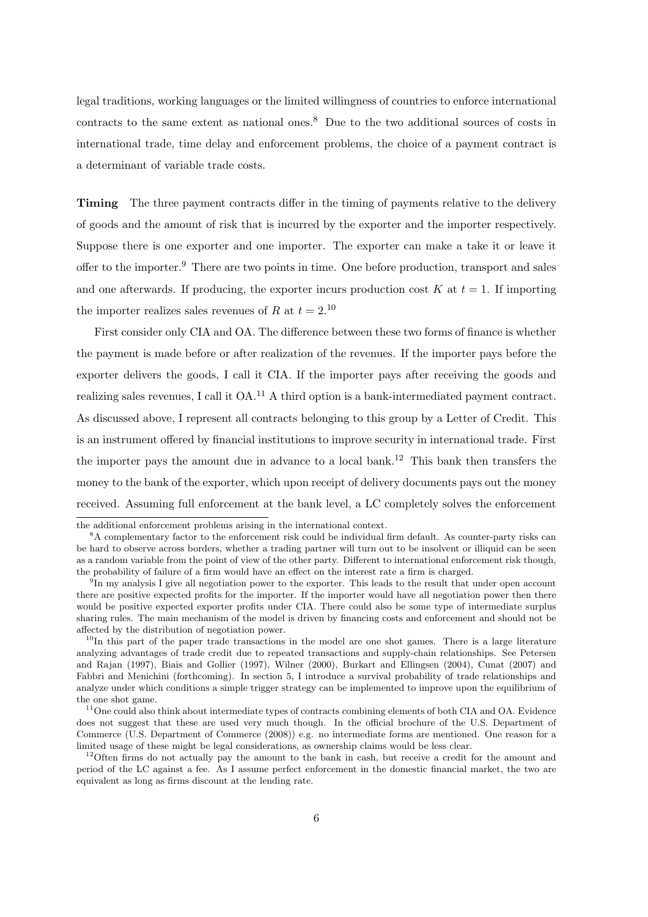legal traditions, working languages or the limited willingness of countries to enforce international contracts to the same extent as national ones.[8] Due to the two additional sources of costs in international trade, time delay and enforcement problems, the choice of a payment contract is a determinant of variable trade costs.

**Timing** The three payment contracts differ in the timing of payments relative to the delivery of goods and the amount of risk that is incurred by the exporter and the importer respectively. Suppose there is one exporter and one importer. The exporter can make a take it or leave it offer to the importer.[9] There are two points in time. One before production, transport and sales and one afterwards. If producing, the exporter incurs production cost $K$ at $t = 1$. If importing the importer realizes sales revenues of $R$ at $t = 2$.[10]

First consider only CIA and OA. The difference between these two forms of finance is whether the payment is made before or after realization of the revenues. If the importer pays before the exporter delivers the goods, I call it CIA. If the importer pays after receiving the goods and realizing sales revenues, I call it OA.[11] A third option is a bank-intermediated payment contract. As discussed above, I represent all contracts belonging to this group by a Letter of Credit. This is an instrument offered by financial institutions to improve security in international trade. First the importer pays the amount due in advance to a local bank.[12] This bank then transfers the money to the bank of the exporter, which upon receipt of delivery documents pays out the money received. Assuming full enforcement at the bank level, a LC completely solves the enforcement

the additional enforcement problems arising in the international context.

[8] A complementary factor to the enforcement risk could be individual firm default. As counter-party risks can be hard to observe across borders, whether a trading partner will turn out to be insolvent or illiquid can be seen as a random variable from the point of view of the other party. Different to international enforcement risk though, the probability of failure of a firm would have an effect on the interest rate a firm is charged.

[9] In my analysis I give all negotiation power to the exporter. This leads to the result that under open account there are positive expected profits for the importer. If the importer would have all negotiation power then there would be positive expected exporter profits under CIA. There could also be some type of intermediate surplus sharing rules. The main mechanism of the model is driven by financing costs and enforcement and should not be affected by the distribution of negotiation power.

[10] In this part of the paper trade transactions in the model are one shot games. There is a large literature analyzing advantages of trade credit due to repeated transactions and supply-chain relationships. See Petersen and Rajan (1997), Biais and Gollier (1997), Wilner (2000), Burkart and Ellingsen (2004), Cunat (2007) and Fabbri and Menichini (forthcoming). In section 5, I introduce a survival probability of trade relationships and analyze under which conditions a simple trigger strategy can be implemented to improve upon the equilibrium of the one shot game.

[11] One could also think about intermediate types of contracts combining elements of both CIA and OA. Evidence does not suggest that these are used very much though. In the official brochure of the U.S. Department of Commerce (U.S. Department of Commerce (2008)) e.g. no intermediate forms are mentioned. One reason for a limited usage of these might be legal considerations, as ownership claims would be less clear.

[12] Often firms do not actually pay the amount to the bank in cash, but receive a credit for the amount and period of the LC against a fee. As I assume perfect enforcement in the domestic financial market, the two are equivalent as long as firms discount at the lending rate.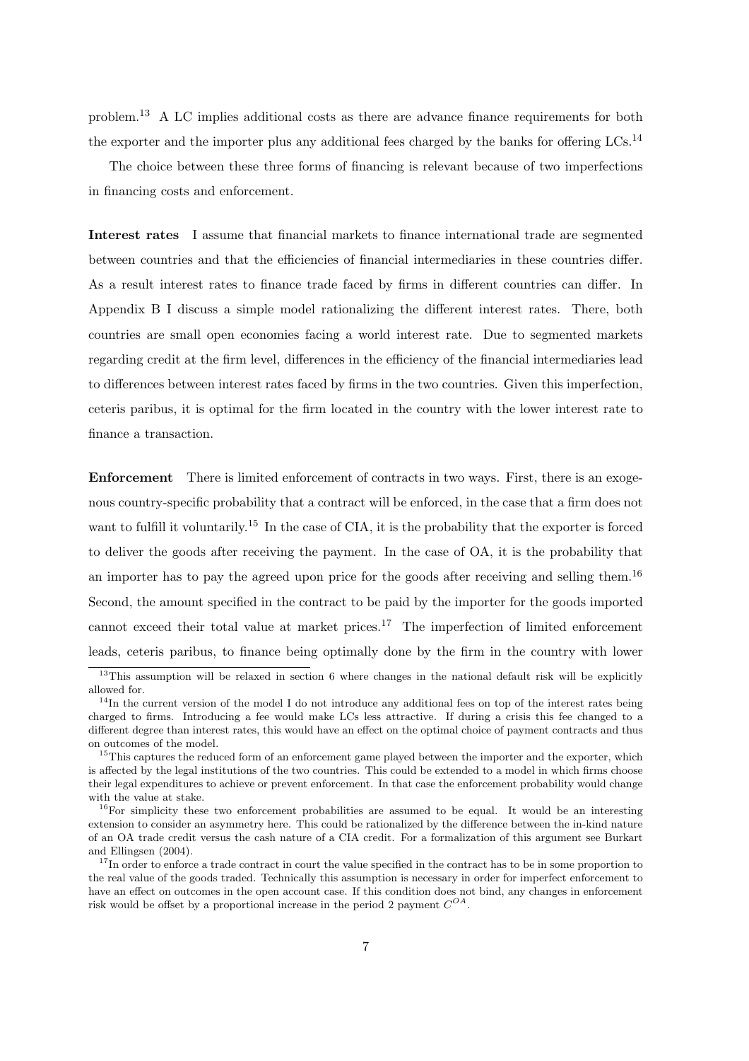problem.[13] A LC implies additional costs as there are advance finance requirements for both the exporter and the importer plus any additional fees charged by the banks for offering LCs.[14]

The choice between these three forms of financing is relevant because of two imperfections in financing costs and enforcement.

**Interest rates** I assume that financial markets to finance international trade are segmented between countries and that the efficiencies of financial intermediaries in these countries differ. As a result interest rates to finance trade faced by firms in different countries can differ. In Appendix B I discuss a simple model rationalizing the different interest rates. There, both countries are small open economies facing a world interest rate. Due to segmented markets regarding credit at the firm level, differences in the efficiency of the financial intermediaries lead to differences between interest rates faced by firms in the two countries. Given this imperfection, ceteris paribus, it is optimal for the firm located in the country with the lower interest rate to finance a transaction.

**Enforcement** There is limited enforcement of contracts in two ways. First, there is an exogenous country-specific probability that a contract will be enforced, in the case that a firm does not want to fulfill it voluntarily.[15] In the case of CIA, it is the probability that the exporter is forced to deliver the goods after receiving the payment. In the case of OA, it is the probability that an importer has to pay the agreed upon price for the goods after receiving and selling them.[16] Second, the amount specified in the contract to be paid by the importer for the goods imported cannot exceed their total value at market prices.[17] The imperfection of limited enforcement leads, ceteris paribus, to finance being optimally done by the firm in the country with lower

[13] This assumption will be relaxed in section 6 where changes in the national default risk will be explicitly allowed for.

[14] In the current version of the model I do not introduce any additional fees on top of the interest rates being charged to firms. Introducing a fee would make LCs less attractive. If during a crisis this fee changed to a different degree than interest rates, this would have an effect on the optimal choice of payment contracts and thus on outcomes of the model.

[15] This captures the reduced form of an enforcement game played between the importer and the exporter, which is affected by the legal institutions of the two countries. This could be extended to a model in which firms choose their legal expenditures to achieve or prevent enforcement. In that case the enforcement probability would change with the value at stake.

[16] For simplicity these two enforcement probabilities are assumed to be equal. It would be an interesting extension to consider an asymmetry here. This could be rationalized by the difference between the in-kind nature of an OA trade credit versus the cash nature of a CIA credit. For a formalization of this argument see Burkart and Ellingsen (2004).

[17] In order to enforce a trade contract in court the value specified in the contract has to be in some proportion to the real value of the goods traded. Technically this assumption is necessary in order for imperfect enforcement to have an effect on outcomes in the open account case. If this condition does not bind, any changes in enforcement risk would be offset by a proportional increase in the period 2 payment $C^{OA}$.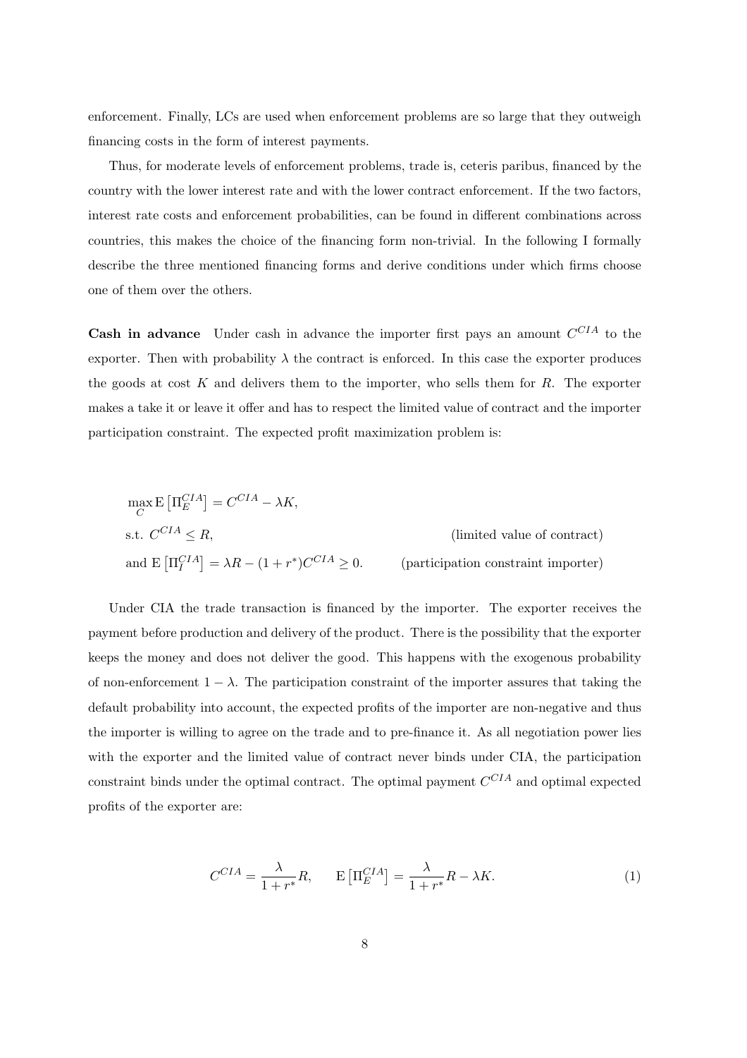enforcement. Finally, LCs are used when enforcement problems are so large that they outweigh financing costs in the form of interest payments.

Thus, for moderate levels of enforcement problems, trade is, ceteris paribus, financed by the country with the lower interest rate and with the lower contract enforcement. If the two factors, interest rate costs and enforcement probabilities, can be found in different combinations across countries, this makes the choice of the financing form non-trivial. In the following I formally describe the three mentioned financing forms and derive conditions under which firms choose one of them over the others.

**Cash in advance** Under cash in advance the importer first pays an amount $C^{CIA}$ to the exporter. Then with probability $\lambda$ the contract is enforced. In this case the exporter produces the goods at cost $K$ and delivers them to the importer, who sells them for $R$. The exporter makes a take it or leave it offer and has to respect the limited value of contract and the importer participation constraint. The expected profit maximization problem is:

$$\max_{C} \mathrm{E}\left[\Pi_E^{CIA}\right] = C^{CIA} - \lambda K,$$

$$\text{s.t. } C^{CIA} \leq R, \qquad \text{(limited value of contract)}$$

$$\text{and } \mathrm{E}\left[\Pi_I^{CIA}\right] = \lambda R - (1+r^*)C^{CIA} \geq 0. \qquad \text{(participation constraint importer)}$$

Under CIA the trade transaction is financed by the importer. The exporter receives the payment before production and delivery of the product. There is the possibility that the exporter keeps the money and does not deliver the good. This happens with the exogenous probability of non-enforcement $1-\lambda$. The participation constraint of the importer assures that taking the default probability into account, the expected profits of the importer are non-negative and thus the importer is willing to agree on the trade and to pre-finance it. As all negotiation power lies with the exporter and the limited value of contract never binds under CIA, the participation constraint binds under the optimal contract. The optimal payment $C^{CIA}$ and optimal expected profits of the exporter are:

$$C^{CIA} = \frac{\lambda}{1+r^*}R, \qquad \mathrm{E}\left[\Pi_E^{CIA}\right] = \frac{\lambda}{1+r^*}R - \lambda K. \tag{1}$$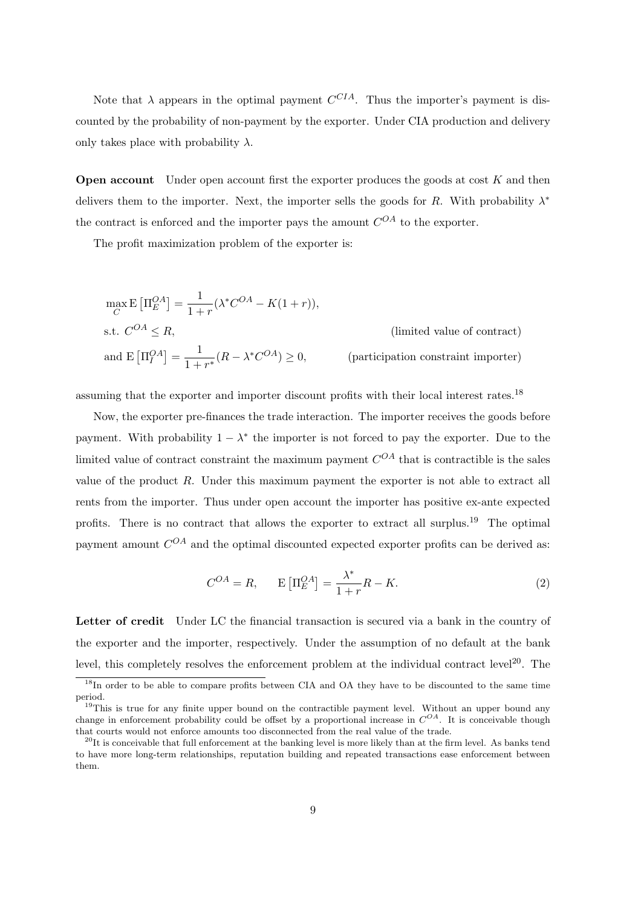Note that $\lambda$ appears in the optimal payment $C^{CIA}$. Thus the importer's payment is discounted by the probability of non-payment by the exporter. Under CIA production and delivery only takes place with probability $\lambda$.

**Open account** Under open account first the exporter produces the goods at cost $K$ and then delivers them to the importer. Next, the importer sells the goods for $R$. With probability $\lambda^*$ the contract is enforced and the importer pays the amount $C^{OA}$ to the exporter.

The profit maximization problem of the exporter is:

$$\max_{C} \mathrm{E}\left[\Pi_E^{OA}\right] = \frac{1}{1+r}(\lambda^* C^{OA} - K(1+r)),$$

$$\text{s.t. } C^{OA} \leq R, \qquad \text{(limited value of contract)}$$

$$\text{and } \mathrm{E}\left[\Pi_I^{OA}\right] = \frac{1}{1+r^*}(R - \lambda^* C^{OA}) \geq 0, \qquad \text{(participation constraint importer)}$$

assuming that the exporter and importer discount profits with their local interest rates.[18]

Now, the exporter pre-finances the trade interaction. The importer receives the goods before payment. With probability $1-\lambda^*$ the importer is not forced to pay the exporter. Due to the limited value of contract constraint the maximum payment $C^{OA}$ that is contractible is the sales value of the product $R$. Under this maximum payment the exporter is not able to extract all rents from the importer. Thus under open account the importer has positive ex-ante expected profits. There is no contract that allows the exporter to extract all surplus.[19] The optimal payment amount $C^{OA}$ and the optimal discounted expected exporter profits can be derived as:

$$C^{OA} = R, \qquad \mathrm{E}\left[\Pi_E^{OA}\right] = \frac{\lambda^*}{1+r}R - K. \tag{2}$$

**Letter of credit** Under LC the financial transaction is secured via a bank in the country of the exporter and the importer, respectively. Under the assumption of no default at the bank level, this completely resolves the enforcement problem at the individual contract level[20]. The

[18] In order to be able to compare profits between CIA and OA they have to be discounted to the same time period.

[19] This is true for any finite upper bound on the contractible payment level. Without an upper bound any change in enforcement probability could be offset by a proportional increase in $C^{OA}$. It is conceivable though that courts would not enforce amounts too disconnected from the real value of the trade.

[20] It is conceivable that full enforcement at the banking level is more likely than at the firm level. As banks tend to have more long-term relationships, reputation building and repeated transactions ease enforcement between them.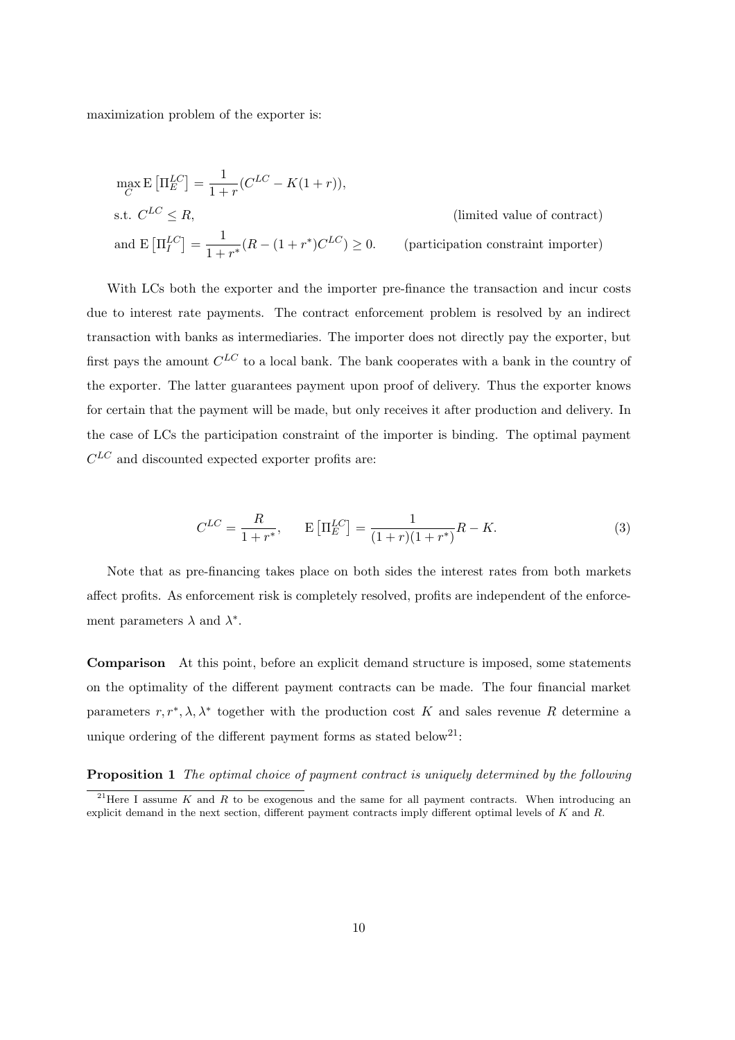maximization problem of the exporter is:

$$
\begin{aligned}
&\max_{C} \mathrm{E}\left[\Pi_E^{LC}\right] = \frac{1}{1+r}(C^{LC} - K(1+r)), \\
&\text{s.t. } C^{LC} \leq R, && \text{(limited value of contract)} \\
&\text{and } \mathrm{E}\left[\Pi_I^{LC}\right] = \frac{1}{1+r^*}(R - (1+r^*)C^{LC}) \geq 0. && \text{(participation constraint importer)}
\end{aligned}
$$

With LCs both the exporter and the importer pre-finance the transaction and incur costs due to interest rate payments. The contract enforcement problem is resolved by an indirect transaction with banks as intermediaries. The importer does not directly pay the exporter, but first pays the amount $C^{LC}$ to a local bank. The bank cooperates with a bank in the country of the exporter. The latter guarantees payment upon proof of delivery. Thus the exporter knows for certain that the payment will be made, but only receives it after production and delivery. In the case of LCs the participation constraint of the importer is binding. The optimal payment $C^{LC}$ and discounted expected exporter profits are:

$$
C^{LC} = \frac{R}{1+r^*}, \qquad \mathrm{E}\left[\Pi_E^{LC}\right] = \frac{1}{(1+r)(1+r^*)}R - K. \tag{3}
$$

Note that as pre-financing takes place on both sides the interest rates from both markets affect profits. As enforcement risk is completely resolved, profits are independent of the enforcement parameters $\lambda$ and $\lambda^*$.

**Comparison** At this point, before an explicit demand structure is imposed, some statements on the optimality of the different payment contracts can be made. The four financial market parameters $r, r^*, \lambda, \lambda^*$ together with the production cost $K$ and sales revenue $R$ determine a unique ordering of the different payment forms as stated below[21]:

**Proposition 1** *The optimal choice of payment contract is uniquely determined by the following*

[21] Here I assume $K$ and $R$ to be exogenous and the same for all payment contracts. When introducing an explicit demand in the next section, different payment contracts imply different optimal levels of $K$ and $R$.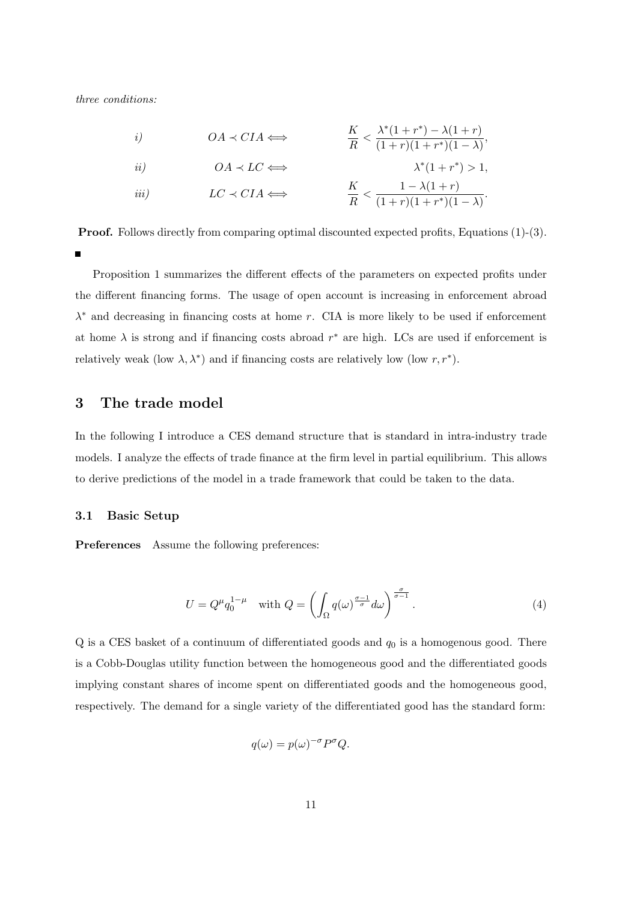*three conditions:*

$$
\begin{aligned}
&i) && OA \prec CIA \Longleftrightarrow && \frac{K}{R} < \frac{\lambda^*(1+r^*) - \lambda(1+r)}{(1+r)(1+r^*)(1-\lambda)}, \\
&ii) && OA \prec LC \Longleftrightarrow && \lambda^*(1+r^*) > 1, \\
&iii) && LC \prec CIA \Longleftrightarrow && \frac{K}{R} < \frac{1-\lambda(1+r)}{(1+r)(1+r^*)(1-\lambda)}.
\end{aligned}
$$

**Proof.** Follows directly from comparing optimal discounted expected profits, Equations (1)-(3). ■

Proposition 1 summarizes the different effects of the parameters on expected profits under the different financing forms. The usage of open account is increasing in enforcement abroad $\lambda^*$ and decreasing in financing costs at home $r$. CIA is more likely to be used if enforcement at home $\lambda$ is strong and if financing costs abroad $r^*$ are high. LCs are used if enforcement is relatively weak (low $\lambda, \lambda^*$) and if financing costs are relatively low (low $r, r^*$).

## 3 The trade model

In the following I introduce a CES demand structure that is standard in intra-industry trade models. I analyze the effects of trade finance at the firm level in partial equilibrium. This allows to derive predictions of the model in a trade framework that could be taken to the data.

### 3.1 Basic Setup

**Preferences** Assume the following preferences:

$$
U = Q^{\mu} q_0^{1-\mu} \quad \text{with } Q = \left( \int_{\Omega} q(\omega)^{\frac{\sigma-1}{\sigma}} d\omega \right)^{\frac{\sigma}{\sigma-1}}. \tag{4}
$$

Q is a CES basket of a continuum of differentiated goods and $q_0$ is a homogenous good. There is a Cobb-Douglas utility function between the homogeneous good and the differentiated goods implying constant shares of income spent on differentiated goods and the homogeneous good, respectively. The demand for a single variety of the differentiated good has the standard form:

$$
q(\omega) = p(\omega)^{-\sigma} P^{\sigma} Q.
$$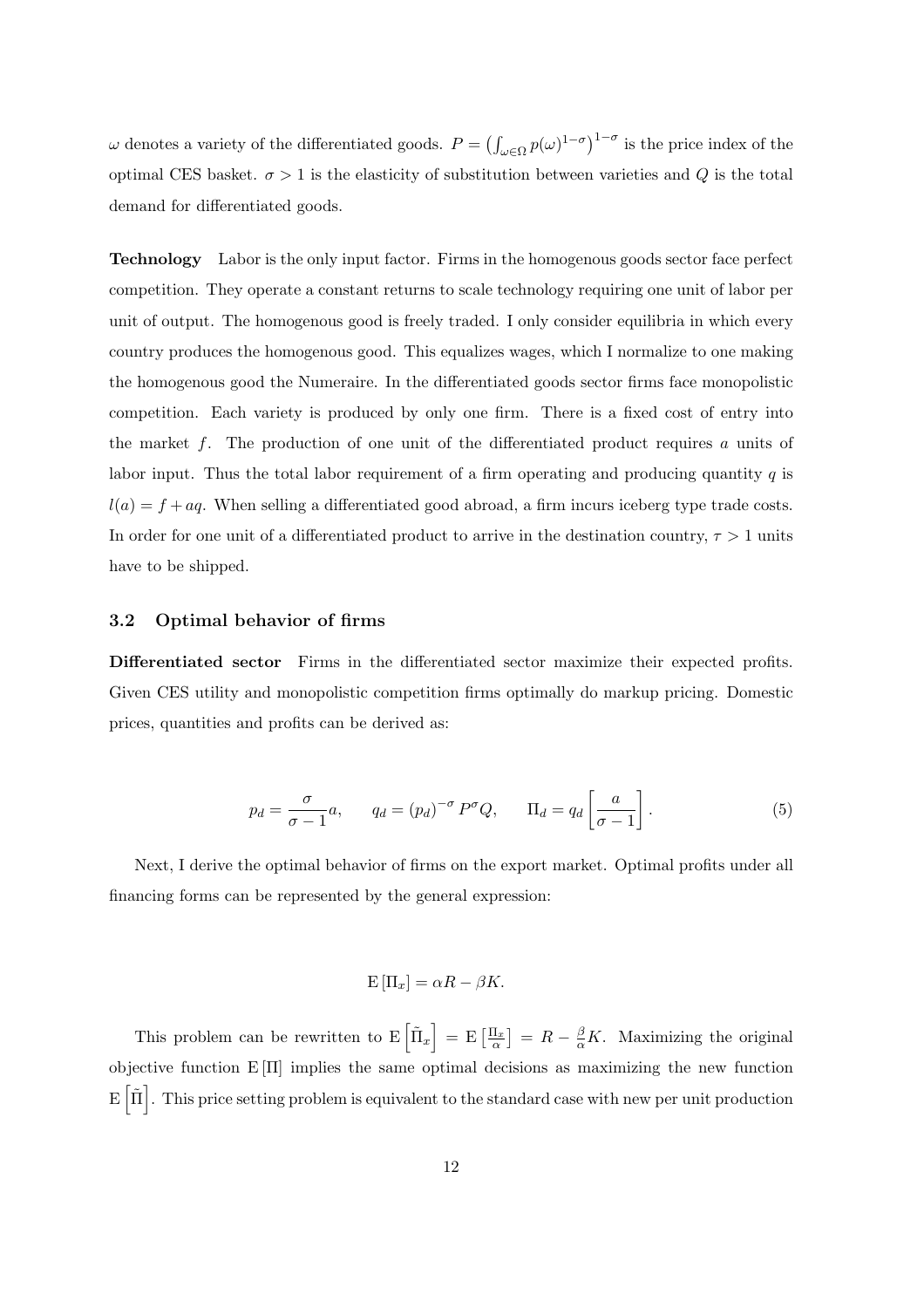$\omega$ denotes a variety of the differentiated goods. $P = \left(\int_{\omega\in\Omega} p(\omega)^{1-\sigma}\right)^{1-\sigma}$ is the price index of the optimal CES basket. $\sigma > 1$ is the elasticity of substitution between varieties and $Q$ is the total demand for differentiated goods.

**Technology** Labor is the only input factor. Firms in the homogenous goods sector face perfect competition. They operate a constant returns to scale technology requiring one unit of labor per unit of output. The homogenous good is freely traded. I only consider equilibria in which every country produces the homogenous good. This equalizes wages, which I normalize to one making the homogenous good the Numeraire. In the differentiated goods sector firms face monopolistic competition. Each variety is produced by only one firm. There is a fixed cost of entry into the market $f$. The production of one unit of the differentiated product requires $a$ units of labor input. Thus the total labor requirement of a firm operating and producing quantity $q$ is $l(a) = f + aq$. When selling a differentiated good abroad, a firm incurs iceberg type trade costs. In order for one unit of a differentiated product to arrive in the destination country, $\tau > 1$ units have to be shipped.

### 3.2 Optimal behavior of firms

**Differentiated sector** Firms in the differentiated sector maximize their expected profits. Given CES utility and monopolistic competition firms optimally do markup pricing. Domestic prices, quantities and profits can be derived as:

$$p_d = \frac{\sigma}{\sigma - 1}a, \qquad q_d = (p_d)^{-\sigma} P^{\sigma} Q, \qquad \Pi_d = q_d \left[\frac{a}{\sigma - 1}\right]. \tag{5}$$

Next, I derive the optimal behavior of firms on the export market. Optimal profits under all financing forms can be represented by the general expression:

$$\mathrm{E}\left[\Pi_x\right] = \alpha R - \beta K.$$

This problem can be rewritten to $\mathrm{E}\left[\tilde{\Pi}_x\right] = \mathrm{E}\left[\frac{\Pi_x}{\alpha}\right] = R - \frac{\beta}{\alpha}K$. Maximizing the original objective function $\mathrm{E}\left[\Pi\right]$ implies the same optimal decisions as maximizing the new function $\mathrm{E}\left[\tilde{\Pi}\right]$. This price setting problem is equivalent to the standard case with new per unit production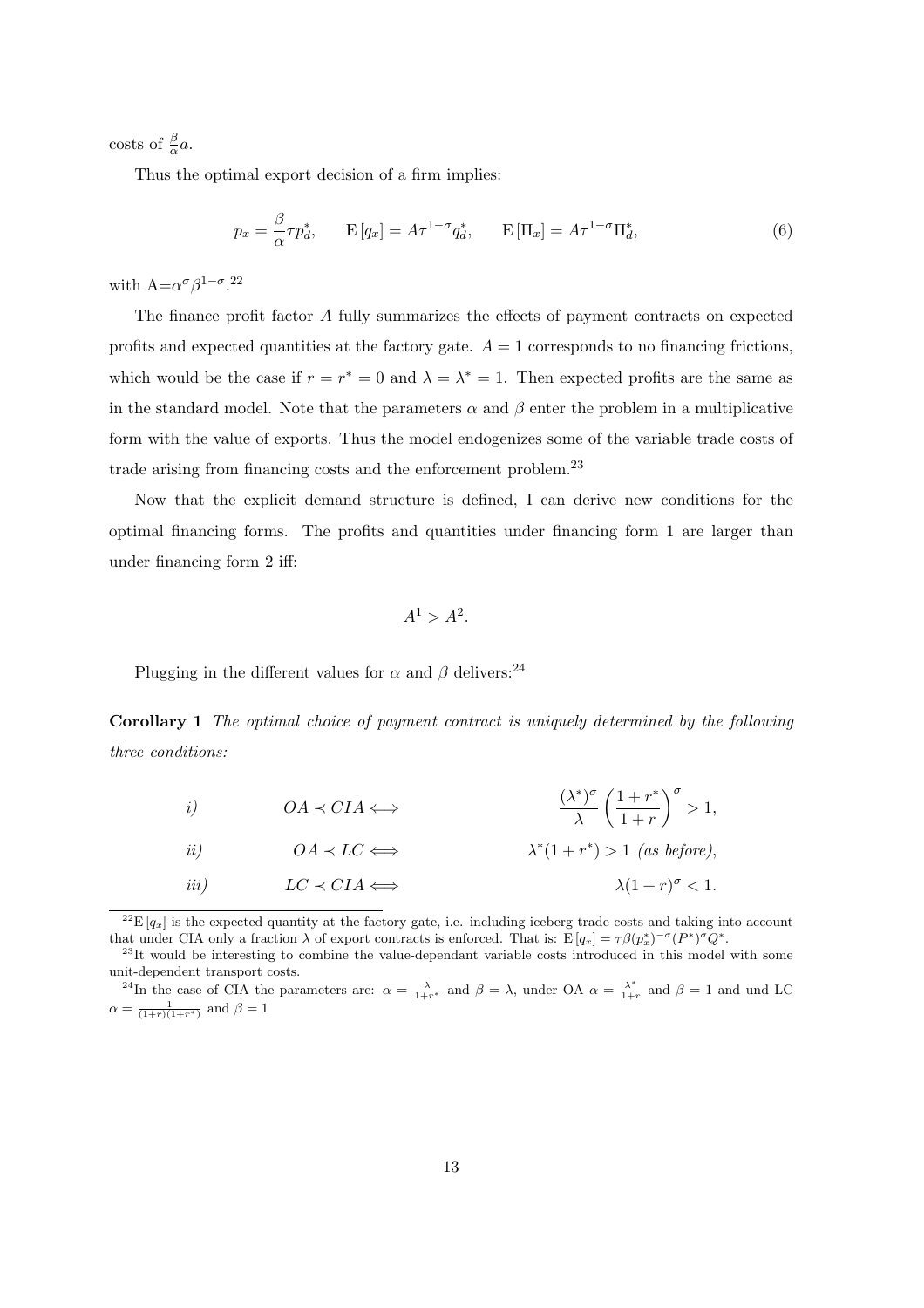costs of $\frac{\beta}{\alpha}a$.

Thus the optimal export decision of a firm implies:

$$p_x = \frac{\beta}{\alpha}\tau p_d^*, \qquad \mathrm{E}\left[q_x\right] = A\tau^{1-\sigma}q_d^*, \qquad \mathrm{E}\left[\Pi_x\right] = A\tau^{1-\sigma}\Pi_d^*, \tag{6}$$

with A=$\alpha^\sigma\beta^{1-\sigma}$.[22]

The finance profit factor $A$ fully summarizes the effects of payment contracts on expected profits and expected quantities at the factory gate. $A = 1$ corresponds to no financing frictions, which would be the case if $r = r^* = 0$ and $\lambda = \lambda^* = 1$. Then expected profits are the same as in the standard model. Note that the parameters $\alpha$ and $\beta$ enter the problem in a multiplicative form with the value of exports. Thus the model endogenizes some of the variable trade costs of trade arising from financing costs and the enforcement problem.[23]

Now that the explicit demand structure is defined, I can derive new conditions for the optimal financing forms. The profits and quantities under financing form 1 are larger than under financing form 2 iff:

$$A^1 > A^2.$$

Plugging in the different values for $\alpha$ and $\beta$ delivers:[24]

**Corollary 1** *The optimal choice of payment contract is uniquely determined by the following three conditions:*

$$\begin{aligned}
&i) \qquad OA \prec CIA \iff && \frac{(\lambda^*)^\sigma}{\lambda}\left(\frac{1+r^*}{1+r}\right)^\sigma > 1,\\
&ii) \qquad OA \prec LC \iff && \lambda^*(1+r^*) > 1 \textit{ (as before)},\\
&iii) \qquad LC \prec CIA \iff && \lambda(1+r)^\sigma < 1.
\end{aligned}$$

[22] $\mathrm{E}\left[q_x\right]$ is the expected quantity at the factory gate, i.e. including iceberg trade costs and taking into account that under CIA only a fraction $\lambda$ of export contracts is enforced. That is: $\mathrm{E}\left[q_x\right] = \tau\beta(p_x^*)^{-\sigma}(P^*)^\sigma Q^*$.

[23] It would be interesting to combine the value-dependant variable costs introduced in this model with some unit-dependent transport costs.

[24] In the case of CIA the parameters are: $\alpha = \frac{\lambda}{1+r^*}$ and $\beta = \lambda$, under OA $\alpha = \frac{\lambda^*}{1+r}$ and $\beta = 1$ and und LC $\alpha = \frac{1}{(1+r)(1+r^*)}$ and $\beta = 1$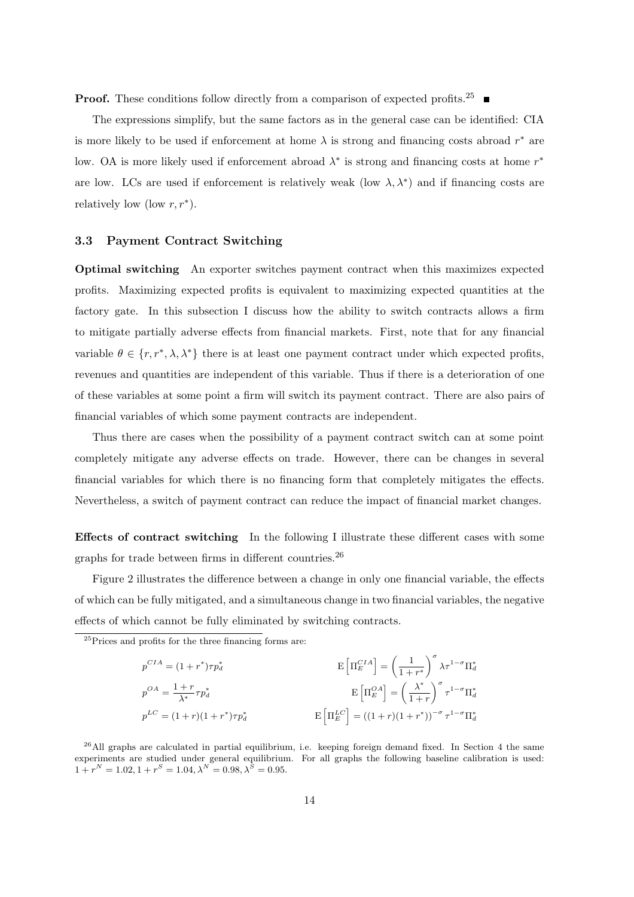**Proof.** These conditions follow directly from a comparison of expected profits.[25] ■

The expressions simplify, but the same factors as in the general case can be identified: CIA is more likely to be used if enforcement at home $\lambda$ is strong and financing costs abroad $r^*$ are low. OA is more likely used if enforcement abroad $\lambda^*$ is strong and financing costs at home $r^*$ are low. LCs are used if enforcement is relatively weak (low $\lambda, \lambda^*$) and if financing costs are relatively low (low $r, r^*$).

### 3.3 Payment Contract Switching

**Optimal switching** An exporter switches payment contract when this maximizes expected profits. Maximizing expected profits is equivalent to maximizing expected quantities at the factory gate. In this subsection I discuss how the ability to switch contracts allows a firm to mitigate partially adverse effects from financial markets. First, note that for any financial variable $\theta \in \{r, r^*, \lambda, \lambda^*\}$ there is at least one payment contract under which expected profits, revenues and quantities are independent of this variable. Thus if there is a deterioration of one of these variables at some point a firm will switch its payment contract. There are also pairs of financial variables of which some payment contracts are independent.

Thus there are cases when the possibility of a payment contract switch can at some point completely mitigate any adverse effects on trade. However, there can be changes in several financial variables for which there is no financing form that completely mitigates the effects. Nevertheless, a switch of payment contract can reduce the impact of financial market changes.

**Effects of contract switching** In the following I illustrate these different cases with some graphs for trade between firms in different countries.[26]

Figure 2 illustrates the difference between a change in only one financial variable, the effects of which can be fully mitigated, and a simultaneous change in two financial variables, the negative effects of which cannot be fully eliminated by switching contracts.

---

[25] Prices and profits for the three financing forms are:

$$p^{CIA} = (1+r^*)\tau p_d^* \qquad \mathrm{E}\left[\Pi_E^{CIA}\right] = \left(\frac{1}{1+r^*}\right)^{\sigma} \lambda \tau^{1-\sigma} \Pi_d^*$$

$$p^{OA} = \frac{1+r}{\lambda^*}\tau p_d^* \qquad \mathrm{E}\left[\Pi_E^{OA}\right] = \left(\frac{\lambda^*}{1+r}\right)^{\sigma} \tau^{1-\sigma} \Pi_d^*$$

$$p^{LC} = (1+r)(1+r^*)\tau p_d^* \qquad \mathrm{E}\left[\Pi_E^{LC}\right] = \left((1+r)(1+r^*)\right)^{-\sigma} \tau^{1-\sigma} \Pi_d^*$$

[26] All graphs are calculated in partial equilibrium, i.e. keeping foreign demand fixed. In Section 4 the same experiments are studied under general equilibrium. For all graphs the following baseline calibration is used: $1 + r^N = 1.02, 1 + r^S = 1.04, \lambda^N = 0.98, \lambda^S = 0.95$.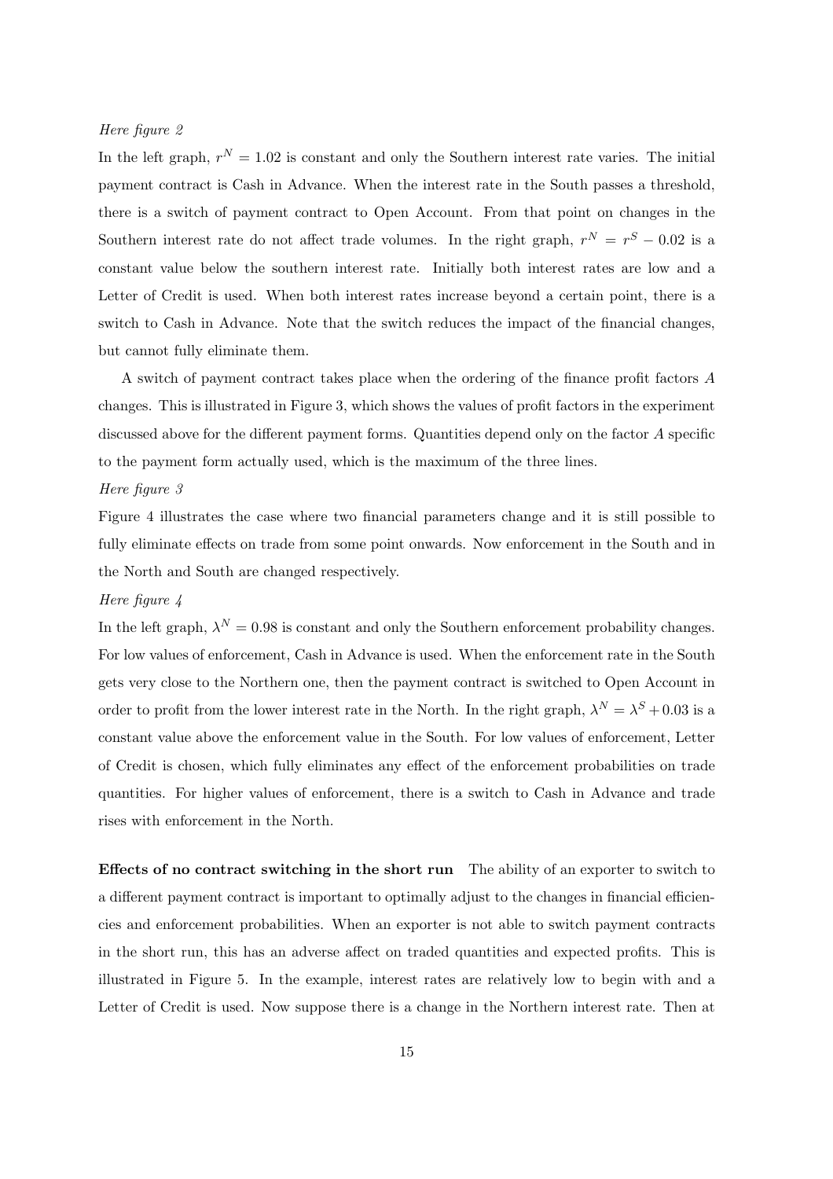*Here figure 2*

In the left graph, $r^N = 1.02$ is constant and only the Southern interest rate varies. The initial payment contract is Cash in Advance. When the interest rate in the South passes a threshold, there is a switch of payment contract to Open Account. From that point on changes in the Southern interest rate do not affect trade volumes. In the right graph, $r^N = r^S - 0.02$ is a constant value below the southern interest rate. Initially both interest rates are low and a Letter of Credit is used. When both interest rates increase beyond a certain point, there is a switch to Cash in Advance. Note that the switch reduces the impact of the financial changes, but cannot fully eliminate them.

A switch of payment contract takes place when the ordering of the finance profit factors $A$ changes. This is illustrated in Figure 3, which shows the values of profit factors in the experiment discussed above for the different payment forms. Quantities depend only on the factor $A$ specific to the payment form actually used, which is the maximum of the three lines.

*Here figure 3*

Figure 4 illustrates the case where two financial parameters change and it is still possible to fully eliminate effects on trade from some point onwards. Now enforcement in the South and in the North and South are changed respectively.

*Here figure 4*

In the left graph, $\lambda^N = 0.98$ is constant and only the Southern enforcement probability changes. For low values of enforcement, Cash in Advance is used. When the enforcement rate in the South gets very close to the Northern one, then the payment contract is switched to Open Account in order to profit from the lower interest rate in the North. In the right graph, $\lambda^N = \lambda^S + 0.03$ is a constant value above the enforcement value in the South. For low values of enforcement, Letter of Credit is chosen, which fully eliminates any effect of the enforcement probabilities on trade quantities. For higher values of enforcement, there is a switch to Cash in Advance and trade rises with enforcement in the North.

**Effects of no contract switching in the short run** The ability of an exporter to switch to a different payment contract is important to optimally adjust to the changes in financial efficiencies and enforcement probabilities. When an exporter is not able to switch payment contracts in the short run, this has an adverse affect on traded quantities and expected profits. This is illustrated in Figure 5. In the example, interest rates are relatively low to begin with and a Letter of Credit is used. Now suppose there is a change in the Northern interest rate. Then at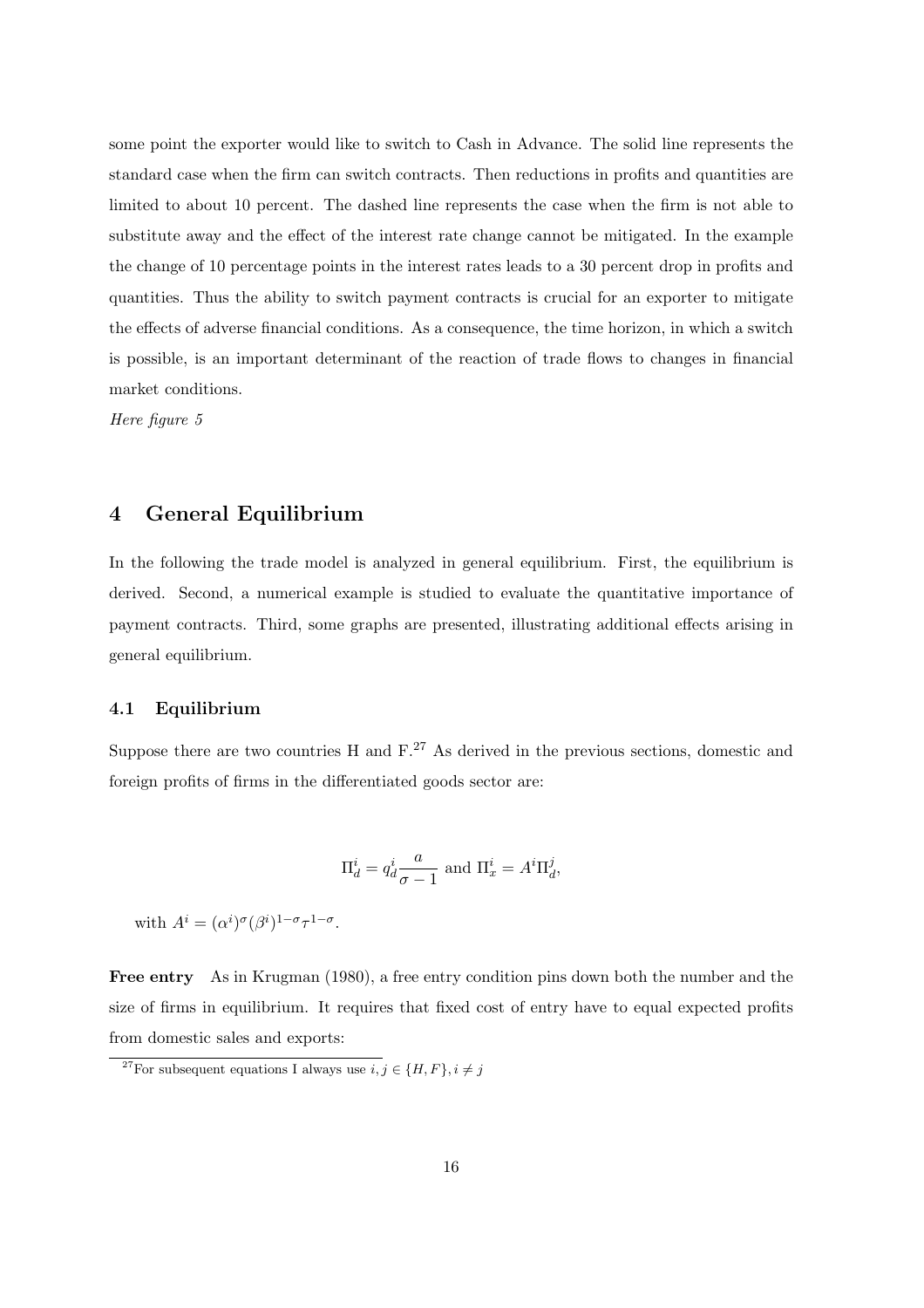some point the exporter would like to switch to Cash in Advance. The solid line represents the standard case when the firm can switch contracts. Then reductions in profits and quantities are limited to about 10 percent. The dashed line represents the case when the firm is not able to substitute away and the effect of the interest rate change cannot be mitigated. In the example the change of 10 percentage points in the interest rates leads to a 30 percent drop in profits and quantities. Thus the ability to switch payment contracts is crucial for an exporter to mitigate the effects of adverse financial conditions. As a consequence, the time horizon, in which a switch is possible, is an important determinant of the reaction of trade flows to changes in financial market conditions.

*Here figure 5*

## 4 General Equilibrium

In the following the trade model is analyzed in general equilibrium. First, the equilibrium is derived. Second, a numerical example is studied to evaluate the quantitative importance of payment contracts. Third, some graphs are presented, illustrating additional effects arising in general equilibrium.

### 4.1 Equilibrium

Suppose there are two countries H and F.[27] As derived in the previous sections, domestic and foreign profits of firms in the differentiated goods sector are:

$$\Pi_d^i = q_d^i \frac{a}{\sigma - 1} \text{ and } \Pi_x^i = A^i \Pi_d^j,$$

with $A^i = (\alpha^i)^\sigma (\beta^i)^{1-\sigma} \tau^{1-\sigma}$.

**Free entry** As in Krugman (1980), a free entry condition pins down both the number and the size of firms in equilibrium. It requires that fixed cost of entry have to equal expected profits from domestic sales and exports:

[27] For subsequent equations I always use $i, j \in \{H, F\}, i \neq j$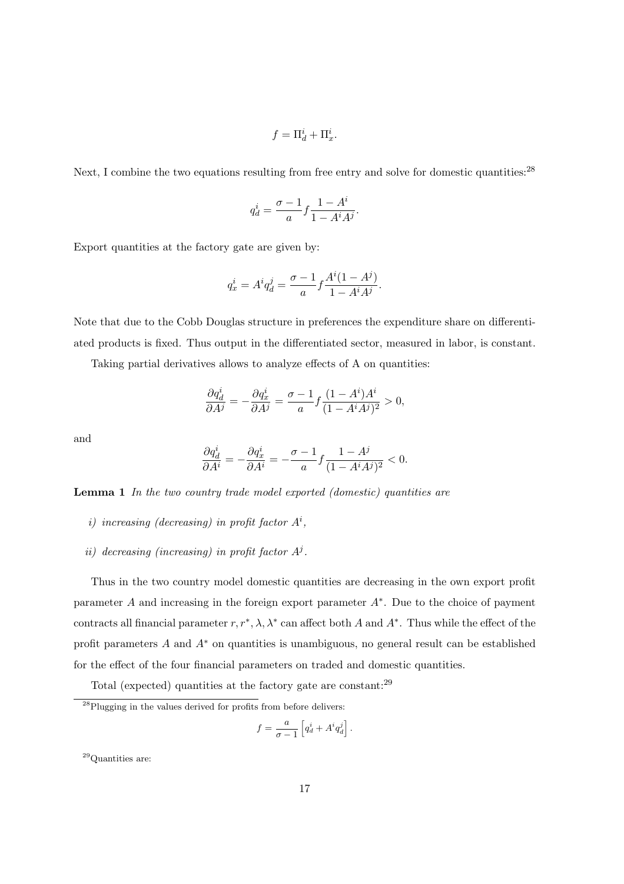$$f = \Pi_d^i + \Pi_x^i.$$

Next, I combine the two equations resulting from free entry and solve for domestic quantities:[28]

$$q_d^i = \frac{\sigma - 1}{a} f \frac{1 - A^i}{1 - A^i A^j}.$$

Export quantities at the factory gate are given by:

$$q_x^i = A^i q_d^j = \frac{\sigma - 1}{a} f \frac{A^i(1 - A^j)}{1 - A^i A^j}.$$

Note that due to the Cobb Douglas structure in preferences the expenditure share on differentiated products is fixed. Thus output in the differentiated sector, measured in labor, is constant.

Taking partial derivatives allows to analyze effects of A on quantities:

$$\frac{\partial q_d^i}{\partial A^j} = -\frac{\partial q_x^i}{\partial A^j} = \frac{\sigma - 1}{a} f \frac{(1 - A^i)A^i}{(1 - A^i A^j)^2} > 0,$$

and

$$\frac{\partial q_d^i}{\partial A^i} = -\frac{\partial q_x^i}{\partial A^i} = -\frac{\sigma - 1}{a} f \frac{1 - A^j}{(1 - A^i A^j)^2} < 0.$$

**Lemma 1** *In the two country trade model exported (domestic) quantities are*

*i) increasing (decreasing) in profit factor $A^i$,*

*ii) decreasing (increasing) in profit factor $A^j$.*

Thus in the two country model domestic quantities are decreasing in the own export profit parameter $A$ and increasing in the foreign export parameter $A^*$. Due to the choice of payment contracts all financial parameter $r, r^*, \lambda, \lambda^*$ can affect both $A$ and $A^*$. Thus while the effect of the profit parameters $A$ and $A^*$ on quantities is unambiguous, no general result can be established for the effect of the four financial parameters on traded and domestic quantities.

Total (expected) quantities at the factory gate are constant:[29]

[28] Plugging in the values derived for profits from before delivers:

$$f = \frac{a}{\sigma - 1} \left[ q_d^i + A^i q_d^j \right].$$

[29] Quantities are: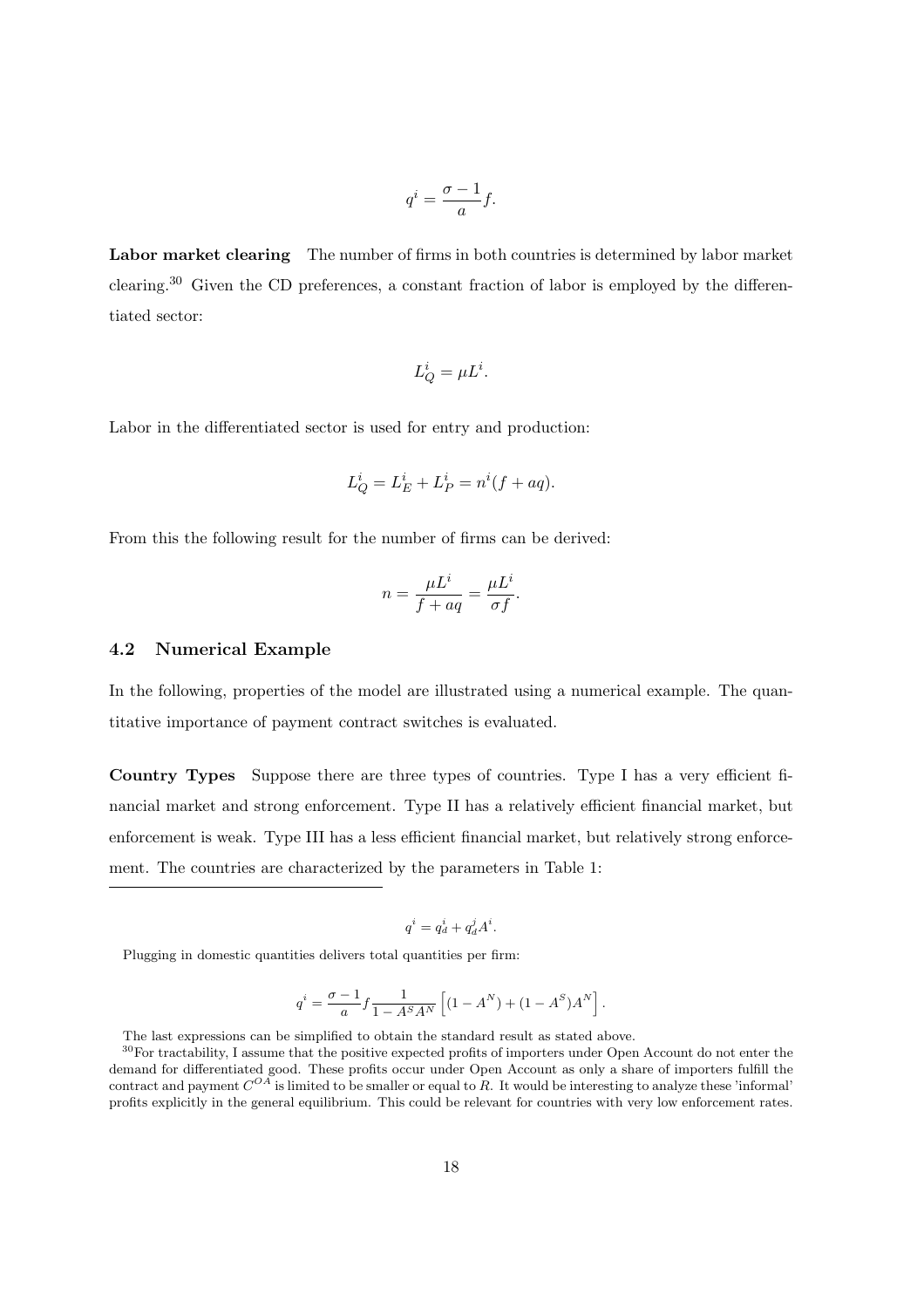$$q^i = \frac{\sigma - 1}{a} f.$$

**Labor market clearing** The number of firms in both countries is determined by labor market clearing.[30] Given the CD preferences, a constant fraction of labor is employed by the differentiated sector:

$$L_Q^i = \mu L^i.$$

Labor in the differentiated sector is used for entry and production:

$$L_Q^i = L_E^i + L_P^i = n^i (f + aq).$$

From this the following result for the number of firms can be derived:

$$n = \frac{\mu L^i}{f + aq} = \frac{\mu L^i}{\sigma f}.$$

### 4.2 Numerical Example

In the following, properties of the model are illustrated using a numerical example. The quantitative importance of payment contract switches is evaluated.

**Country Types** Suppose there are three types of countries. Type I has a very efficient financial market and strong enforcement. Type II has a relatively efficient financial market, but enforcement is weak. Type III has a less efficient financial market, but relatively strong enforcement. The countries are characterized by the parameters in Table 1:

---

$$q^i = q_d^i + q_d^j A^i.$$

Plugging in domestic quantities delivers total quantities per firm:

$$q^i = \frac{\sigma - 1}{a} f \frac{1}{1 - A^S A^N} \left[ (1 - A^N) + (1 - A^S) A^N \right].$$

The last expressions can be simplified to obtain the standard result as stated above.

[30] For tractability, I assume that the positive expected profits of importers under Open Account do not enter the demand for differentiated good. These profits occur under Open Account as only a share of importers fulfill the contract and payment $C^{OA}$ is limited to be smaller or equal to $R$. It would be interesting to analyze these 'informal' profits explicitly in the general equilibrium. This could be relevant for countries with very low enforcement rates.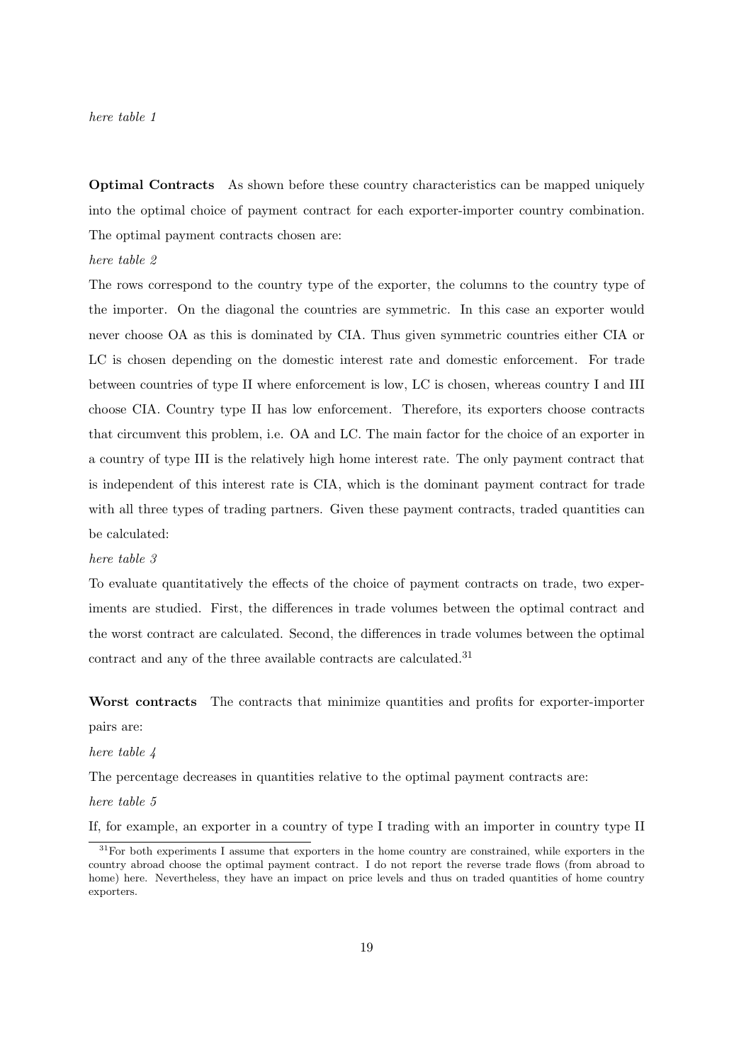*here table 1*

**Optimal Contracts** As shown before these country characteristics can be mapped uniquely into the optimal choice of payment contract for each exporter-importer country combination. The optimal payment contracts chosen are:

*here table 2*

The rows correspond to the country type of the exporter, the columns to the country type of the importer. On the diagonal the countries are symmetric. In this case an exporter would never choose OA as this is dominated by CIA. Thus given symmetric countries either CIA or LC is chosen depending on the domestic interest rate and domestic enforcement. For trade between countries of type II where enforcement is low, LC is chosen, whereas country I and III choose CIA. Country type II has low enforcement. Therefore, its exporters choose contracts that circumvent this problem, i.e. OA and LC. The main factor for the choice of an exporter in a country of type III is the relatively high home interest rate. The only payment contract that is independent of this interest rate is CIA, which is the dominant payment contract for trade with all three types of trading partners. Given these payment contracts, traded quantities can be calculated:

*here table 3*

To evaluate quantitatively the effects of the choice of payment contracts on trade, two experiments are studied. First, the differences in trade volumes between the optimal contract and the worst contract are calculated. Second, the differences in trade volumes between the optimal contract and any of the three available contracts are calculated.[31]

**Worst contracts** The contracts that minimize quantities and profits for exporter-importer pairs are:

*here table 4*

The percentage decreases in quantities relative to the optimal payment contracts are:

*here table 5*

If, for example, an exporter in a country of type I trading with an importer in country type II

[31] For both experiments I assume that exporters in the home country are constrained, while exporters in the country abroad choose the optimal payment contract. I do not report the reverse trade flows (from abroad to home) here. Nevertheless, they have an impact on price levels and thus on traded quantities of home country exporters.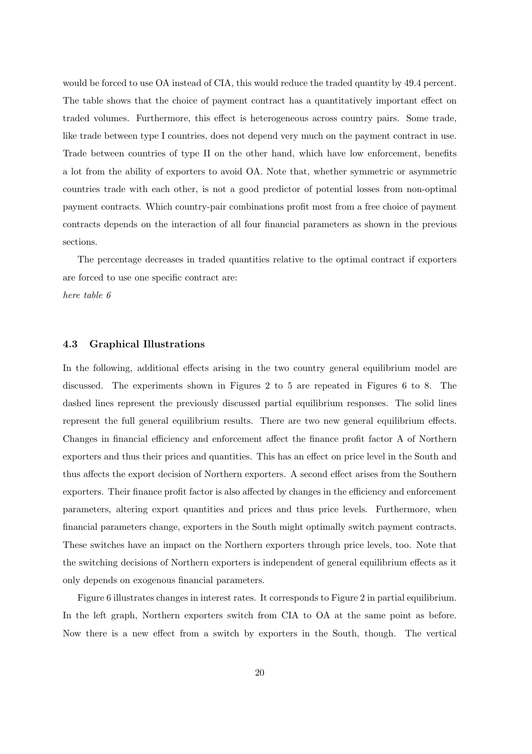would be forced to use OA instead of CIA, this would reduce the traded quantity by 49.4 percent. The table shows that the choice of payment contract has a quantitatively important effect on traded volumes. Furthermore, this effect is heterogeneous across country pairs. Some trade, like trade between type I countries, does not depend very much on the payment contract in use. Trade between countries of type II on the other hand, which have low enforcement, benefits a lot from the ability of exporters to avoid OA. Note that, whether symmetric or asymmetric countries trade with each other, is not a good predictor of potential losses from non-optimal payment contracts. Which country-pair combinations profit most from a free choice of payment contracts depends on the interaction of all four financial parameters as shown in the previous sections.

The percentage decreases in traded quantities relative to the optimal contract if exporters are forced to use one specific contract are:

*here table 6*

### 4.3 Graphical Illustrations

In the following, additional effects arising in the two country general equilibrium model are discussed. The experiments shown in Figures 2 to 5 are repeated in Figures 6 to 8. The dashed lines represent the previously discussed partial equilibrium responses. The solid lines represent the full general equilibrium results. There are two new general equilibrium effects. Changes in financial efficiency and enforcement affect the finance profit factor A of Northern exporters and thus their prices and quantities. This has an effect on price level in the South and thus affects the export decision of Northern exporters. A second effect arises from the Southern exporters. Their finance profit factor is also affected by changes in the efficiency and enforcement parameters, altering export quantities and prices and thus price levels. Furthermore, when financial parameters change, exporters in the South might optimally switch payment contracts. These switches have an impact on the Northern exporters through price levels, too. Note that the switching decisions of Northern exporters is independent of general equilibrium effects as it only depends on exogenous financial parameters.

Figure 6 illustrates changes in interest rates. It corresponds to Figure 2 in partial equilibrium. In the left graph, Northern exporters switch from CIA to OA at the same point as before. Now there is a new effect from a switch by exporters in the South, though. The vertical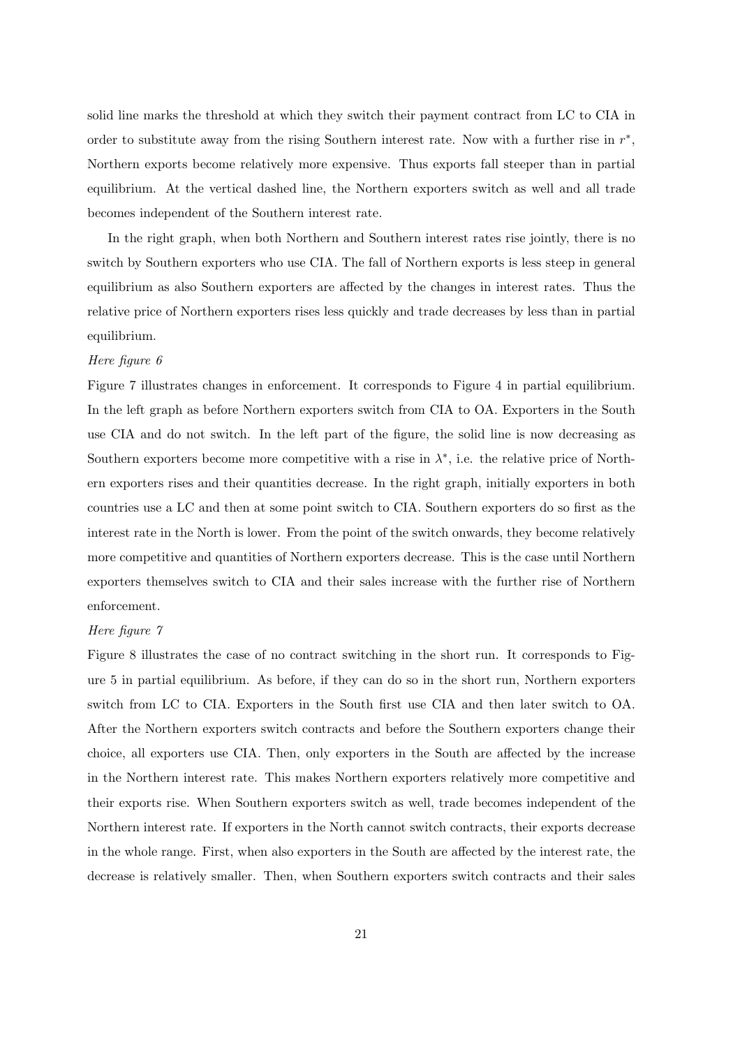solid line marks the threshold at which they switch their payment contract from LC to CIA in order to substitute away from the rising Southern interest rate. Now with a further rise in $r^*$, Northern exports become relatively more expensive. Thus exports fall steeper than in partial equilibrium. At the vertical dashed line, the Northern exporters switch as well and all trade becomes independent of the Southern interest rate.

In the right graph, when both Northern and Southern interest rates rise jointly, there is no switch by Southern exporters who use CIA. The fall of Northern exports is less steep in general equilibrium as also Southern exporters are affected by the changes in interest rates. Thus the relative price of Northern exporters rises less quickly and trade decreases by less than in partial equilibrium.

*Here figure 6*

Figure 7 illustrates changes in enforcement. It corresponds to Figure 4 in partial equilibrium. In the left graph as before Northern exporters switch from CIA to OA. Exporters in the South use CIA and do not switch. In the left part of the figure, the solid line is now decreasing as Southern exporters become more competitive with a rise in $\lambda^*$, i.e. the relative price of Northern exporters rises and their quantities decrease. In the right graph, initially exporters in both countries use a LC and then at some point switch to CIA. Southern exporters do so first as the interest rate in the North is lower. From the point of the switch onwards, they become relatively more competitive and quantities of Northern exporters decrease. This is the case until Northern exporters themselves switch to CIA and their sales increase with the further rise of Northern enforcement.

*Here figure 7*

Figure 8 illustrates the case of no contract switching in the short run. It corresponds to Figure 5 in partial equilibrium. As before, if they can do so in the short run, Northern exporters switch from LC to CIA. Exporters in the South first use CIA and then later switch to OA. After the Northern exporters switch contracts and before the Southern exporters change their choice, all exporters use CIA. Then, only exporters in the South are affected by the increase in the Northern interest rate. This makes Northern exporters relatively more competitive and their exports rise. When Southern exporters switch as well, trade becomes independent of the Northern interest rate. If exporters in the North cannot switch contracts, their exports decrease in the whole range. First, when also exporters in the South are affected by the interest rate, the decrease is relatively smaller. Then, when Southern exporters switch contracts and their sales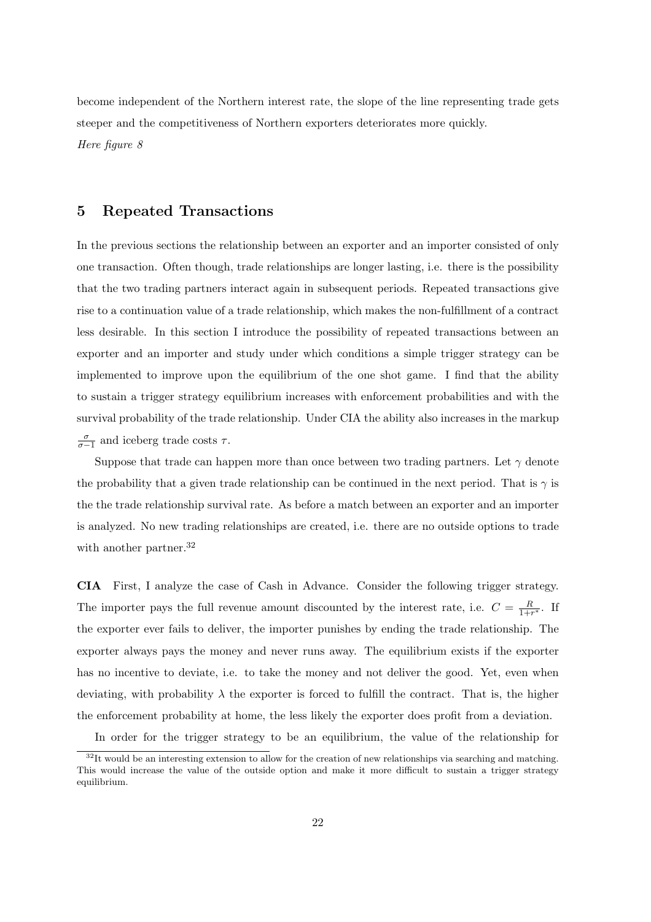become independent of the Northern interest rate, the slope of the line representing trade gets steeper and the competitiveness of Northern exporters deteriorates more quickly.

*Here figure 8*

## 5 Repeated Transactions

In the previous sections the relationship between an exporter and an importer consisted of only one transaction. Often though, trade relationships are longer lasting, i.e. there is the possibility that the two trading partners interact again in subsequent periods. Repeated transactions give rise to a continuation value of a trade relationship, which makes the non-fulfillment of a contract less desirable. In this section I introduce the possibility of repeated transactions between an exporter and an importer and study under which conditions a simple trigger strategy can be implemented to improve upon the equilibrium of the one shot game. I find that the ability to sustain a trigger strategy equilibrium increases with enforcement probabilities and with the survival probability of the trade relationship. Under CIA the ability also increases in the markup $\frac{\sigma}{\sigma-1}$ and iceberg trade costs $\tau$.

Suppose that trade can happen more than once between two trading partners. Let $\gamma$ denote the probability that a given trade relationship can be continued in the next period. That is $\gamma$ is the the trade relationship survival rate. As before a match between an exporter and an importer is analyzed. No new trading relationships are created, i.e. there are no outside options to trade with another partner.[32]

**CIA** First, I analyze the case of Cash in Advance. Consider the following trigger strategy. The importer pays the full revenue amount discounted by the interest rate, i.e. $C = \frac{R}{1+r^*}$. If the exporter ever fails to deliver, the importer punishes by ending the trade relationship. The exporter always pays the money and never runs away. The equilibrium exists if the exporter has no incentive to deviate, i.e. to take the money and not deliver the good. Yet, even when deviating, with probability $\lambda$ the exporter is forced to fulfill the contract. That is, the higher the enforcement probability at home, the less likely the exporter does profit from a deviation.

In order for the trigger strategy to be an equilibrium, the value of the relationship for

[32]It would be an interesting extension to allow for the creation of new relationships via searching and matching. This would increase the value of the outside option and make it more difficult to sustain a trigger strategy equilibrium.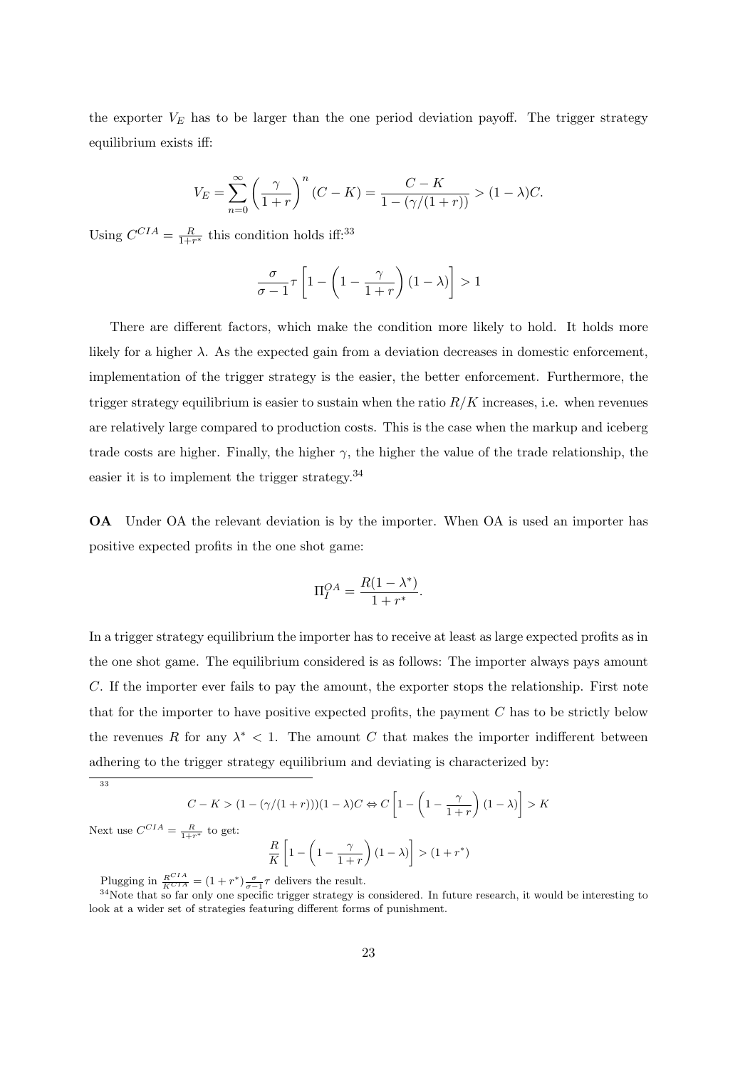the exporter $V_E$ has to be larger than the one period deviation payoff. The trigger strategy equilibrium exists iff:

$$V_E = \sum_{n=0}^{\infty} \left(\frac{\gamma}{1+r}\right)^n (C - K) = \frac{C - K}{1 - (\gamma/(1+r))} > (1-\lambda)C.$$

Using $C^{CIA} = \frac{R}{1+r^*}$ this condition holds iff:[33]

$$\frac{\sigma}{\sigma - 1}\tau \left[1 - \left(1 - \frac{\gamma}{1+r}\right)(1-\lambda)\right] > 1$$

There are different factors, which make the condition more likely to hold. It holds more likely for a higher $\lambda$. As the expected gain from a deviation decreases in domestic enforcement, implementation of the trigger strategy is the easier, the better enforcement. Furthermore, the trigger strategy equilibrium is easier to sustain when the ratio $R/K$ increases, i.e. when revenues are relatively large compared to production costs. This is the case when the markup and iceberg trade costs are higher. Finally, the higher $\gamma$, the higher the value of the trade relationship, the easier it is to implement the trigger strategy.[34]

**OA** Under OA the relevant deviation is by the importer. When OA is used an importer has positive expected profits in the one shot game:

$$\Pi_I^{OA} = \frac{R(1-\lambda^*)}{1+r^*}.$$

In a trigger strategy equilibrium the importer has to receive at least as large expected profits as in the one shot game. The equilibrium considered is as follows: The importer always pays amount $C$. If the importer ever fails to pay the amount, the exporter stops the relationship. First note that for the importer to have positive expected profits, the payment $C$ has to be strictly below the revenues $R$ for any $\lambda^* < 1$. The amount $C$ that makes the importer indifferent between adhering to the trigger strategy equilibrium and deviating is characterized by:

---

[33]

$$C - K > (1 - (\gamma/(1+r)))(1-\lambda)C \Leftrightarrow C\left[1 - \left(1 - \frac{\gamma}{1+r}\right)(1-\lambda)\right] > K$$

Next use $C^{CIA} = \frac{R}{1+r^*}$ to get:

$$\frac{R}{K}\left[1 - \left(1 - \frac{\gamma}{1+r}\right)(1-\lambda)\right] > (1+r^*)$$

Plugging in $\frac{R^{CIA}}{K^{CIA}} = (1+r^*)\frac{\sigma}{\sigma-1}\tau$ delivers the result.

[34] Note that so far only one specific trigger strategy is considered. In future research, it would be interesting to look at a wider set of strategies featuring different forms of punishment.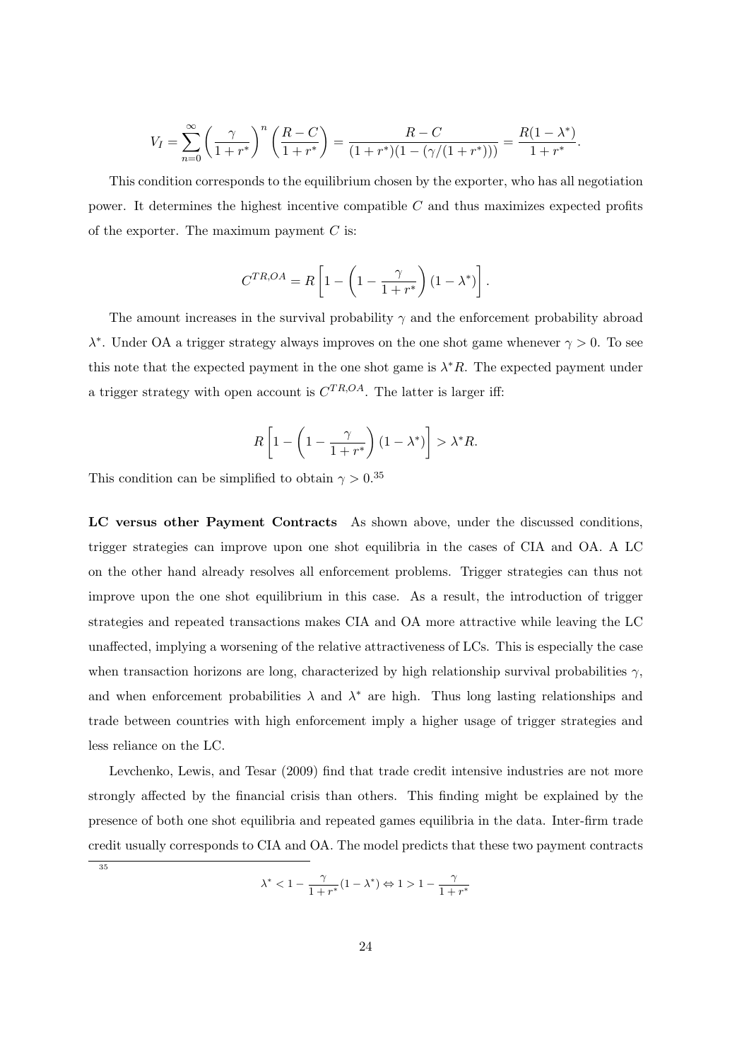$$V_I = \sum_{n=0}^{\infty} \left(\frac{\gamma}{1+r^*}\right)^n \left(\frac{R-C}{1+r^*}\right) = \frac{R-C}{(1+r^*)(1-(\gamma/(1+r^*)))} = \frac{R(1-\lambda^*)}{1+r^*}.$$

This condition corresponds to the equilibrium chosen by the exporter, who has all negotiation power. It determines the highest incentive compatible $C$ and thus maximizes expected profits of the exporter. The maximum payment $C$ is:

$$C^{TR,OA} = R\left[1 - \left(1 - \frac{\gamma}{1+r^*}\right)(1-\lambda^*)\right].$$

The amount increases in the survival probability $\gamma$ and the enforcement probability abroad $\lambda^*$. Under OA a trigger strategy always improves on the one shot game whenever $\gamma > 0$. To see this note that the expected payment in the one shot game is $\lambda^* R$. The expected payment under a trigger strategy with open account is $C^{TR,OA}$. The latter is larger iff:

$$R\left[1 - \left(1 - \frac{\gamma}{1+r^*}\right)(1-\lambda^*)\right] > \lambda^* R.$$

This condition can be simplified to obtain $\gamma > 0$.[35]

**LC versus other Payment Contracts** As shown above, under the discussed conditions, trigger strategies can improve upon one shot equilibria in the cases of CIA and OA. A LC on the other hand already resolves all enforcement problems. Trigger strategies can thus not improve upon the one shot equilibrium in this case. As a result, the introduction of trigger strategies and repeated transactions makes CIA and OA more attractive while leaving the LC unaffected, implying a worsening of the relative attractiveness of LCs. This is especially the case when transaction horizons are long, characterized by high relationship survival probabilities $\gamma$, and when enforcement probabilities $\lambda$ and $\lambda^*$ are high. Thus long lasting relationships and trade between countries with high enforcement imply a higher usage of trigger strategies and less reliance on the LC.

Levchenko, Lewis, and Tesar (2009) find that trade credit intensive industries are not more strongly affected by the financial crisis than others. This finding might be explained by the presence of both one shot equilibria and repeated games equilibria in the data. Inter-firm trade credit usually corresponds to CIA and OA. The model predicts that these two payment contracts

---

[35]
$$\lambda^* < 1 - \frac{\gamma}{1+r^*}(1-\lambda^*) \Leftrightarrow 1 > 1 - \frac{\gamma}{1+r^*}$$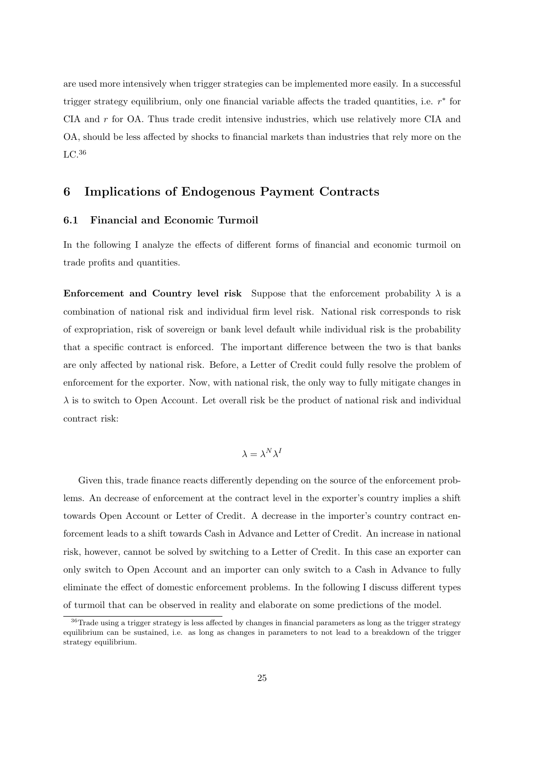are used more intensively when trigger strategies can be implemented more easily. In a successful trigger strategy equilibrium, only one financial variable affects the traded quantities, i.e. $r^*$ for CIA and $r$ for OA. Thus trade credit intensive industries, which use relatively more CIA and OA, should be less affected by shocks to financial markets than industries that rely more on the LC.[36]

## 6 Implications of Endogenous Payment Contracts

### 6.1 Financial and Economic Turmoil

In the following I analyze the effects of different forms of financial and economic turmoil on trade profits and quantities.

**Enforcement and Country level risk** Suppose that the enforcement probability $\lambda$ is a combination of national risk and individual firm level risk. National risk corresponds to risk of expropriation, risk of sovereign or bank level default while individual risk is the probability that a specific contract is enforced. The important difference between the two is that banks are only affected by national risk. Before, a Letter of Credit could fully resolve the problem of enforcement for the exporter. Now, with national risk, the only way to fully mitigate changes in $\lambda$ is to switch to Open Account. Let overall risk be the product of national risk and individual contract risk:

$$\lambda = \lambda^N \lambda^I$$

Given this, trade finance reacts differently depending on the source of the enforcement problems. An decrease of enforcement at the contract level in the exporter's country implies a shift towards Open Account or Letter of Credit. A decrease in the importer's country contract enforcement leads to a shift towards Cash in Advance and Letter of Credit. An increase in national risk, however, cannot be solved by switching to a Letter of Credit. In this case an exporter can only switch to Open Account and an importer can only switch to a Cash in Advance to fully eliminate the effect of domestic enforcement problems. In the following I discuss different types of turmoil that can be observed in reality and elaborate on some predictions of the model.

[36] Trade using a trigger strategy is less affected by changes in financial parameters as long as the trigger strategy equilibrium can be sustained, i.e. as long as changes in parameters to not lead to a breakdown of the trigger strategy equilibrium.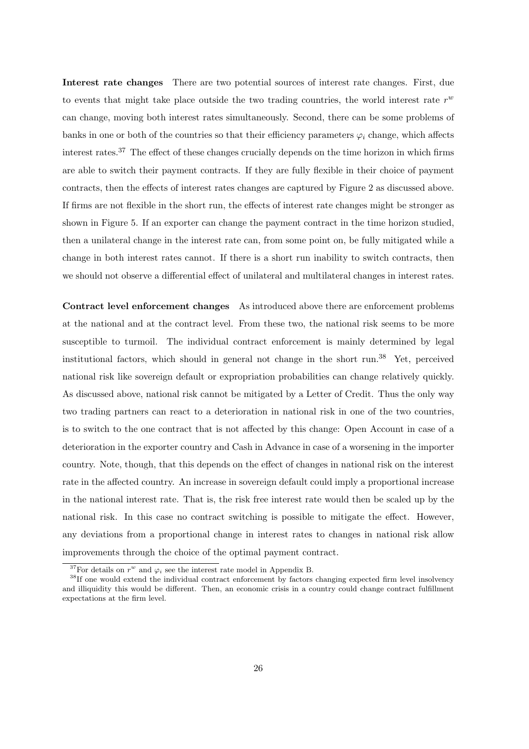**Interest rate changes** There are two potential sources of interest rate changes. First, due to events that might take place outside the two trading countries, the world interest rate $r^w$ can change, moving both interest rates simultaneously. Second, there can be some problems of banks in one or both of the countries so that their efficiency parameters $\varphi_i$ change, which affects interest rates.[37] The effect of these changes crucially depends on the time horizon in which firms are able to switch their payment contracts. If they are fully flexible in their choice of payment contracts, then the effects of interest rates changes are captured by Figure 2 as discussed above. If firms are not flexible in the short run, the effects of interest rate changes might be stronger as shown in Figure 5. If an exporter can change the payment contract in the time horizon studied, then a unilateral change in the interest rate can, from some point on, be fully mitigated while a change in both interest rates cannot. If there is a short run inability to switch contracts, then we should not observe a differential effect of unilateral and multilateral changes in interest rates.

**Contract level enforcement changes** As introduced above there are enforcement problems at the national and at the contract level. From these two, the national risk seems to be more susceptible to turmoil. The individual contract enforcement is mainly determined by legal institutional factors, which should in general not change in the short run.[38] Yet, perceived national risk like sovereign default or expropriation probabilities can change relatively quickly. As discussed above, national risk cannot be mitigated by a Letter of Credit. Thus the only way two trading partners can react to a deterioration in national risk in one of the two countries, is to switch to the one contract that is not affected by this change: Open Account in case of a deterioration in the exporter country and Cash in Advance in case of a worsening in the importer country. Note, though, that this depends on the effect of changes in national risk on the interest rate in the affected country. An increase in sovereign default could imply a proportional increase in the national interest rate. That is, the risk free interest rate would then be scaled up by the national risk. In this case no contract switching is possible to mitigate the effect. However, any deviations from a proportional change in interest rates to changes in national risk allow improvements through the choice of the optimal payment contract.

[37] For details on $r^w$ and $\varphi_i$ see the interest rate model in Appendix B.

[38] If one would extend the individual contract enforcement by factors changing expected firm level insolvency and illiquidity this would be different. Then, an economic crisis in a country could change contract fulfillment expectations at the firm level.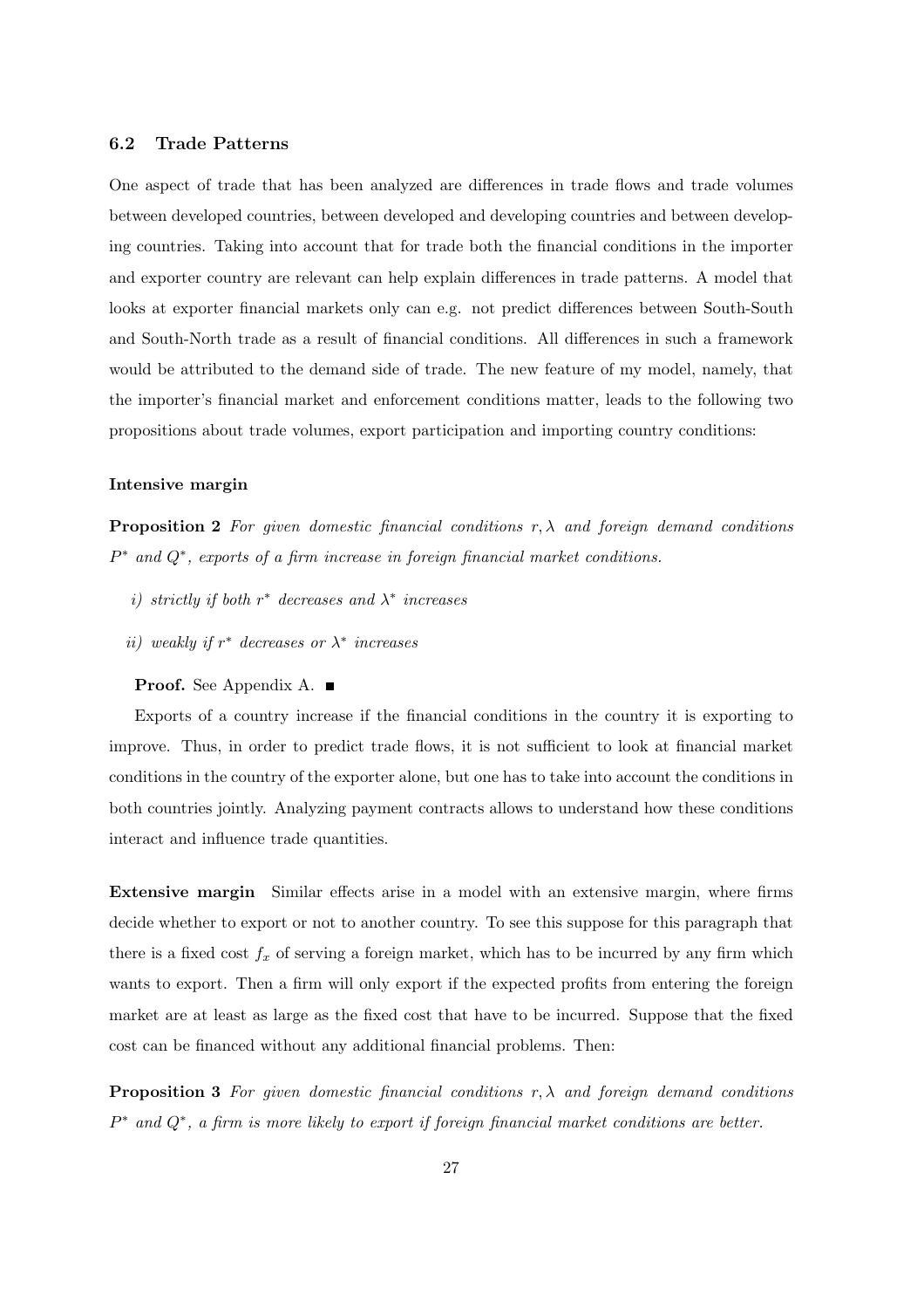### 6.2 Trade Patterns

One aspect of trade that has been analyzed are differences in trade flows and trade volumes between developed countries, between developed and developing countries and between developing countries. Taking into account that for trade both the financial conditions in the importer and exporter country are relevant can help explain differences in trade patterns. A model that looks at exporter financial markets only can e.g. not predict differences between South-South and South-North trade as a result of financial conditions. All differences in such a framework would be attributed to the demand side of trade. The new feature of my model, namely, that the importer's financial market and enforcement conditions matter, leads to the following two propositions about trade volumes, export participation and importing country conditions:

**Intensive margin**

**Proposition 2** *For given domestic financial conditions $r, \lambda$ and foreign demand conditions $P^*$ and $Q^*$, exports of a firm increase in foreign financial market conditions.*

*i) strictly if both $r^*$ decreases and $\lambda^*$ increases*

*ii) weakly if $r^*$ decreases or $\lambda^*$ increases*

**Proof.** See Appendix A. ∎

Exports of a country increase if the financial conditions in the country it is exporting to improve. Thus, in order to predict trade flows, it is not sufficient to look at financial market conditions in the country of the exporter alone, but one has to take into account the conditions in both countries jointly. Analyzing payment contracts allows to understand how these conditions interact and influence trade quantities.

**Extensive margin** Similar effects arise in a model with an extensive margin, where firms decide whether to export or not to another country. To see this suppose for this paragraph that there is a fixed cost $f_x$ of serving a foreign market, which has to be incurred by any firm which wants to export. Then a firm will only export if the expected profits from entering the foreign market are at least as large as the fixed cost that have to be incurred. Suppose that the fixed cost can be financed without any additional financial problems. Then:

**Proposition 3** *For given domestic financial conditions $r, \lambda$ and foreign demand conditions $P^*$ and $Q^*$, a firm is more likely to export if foreign financial market conditions are better.*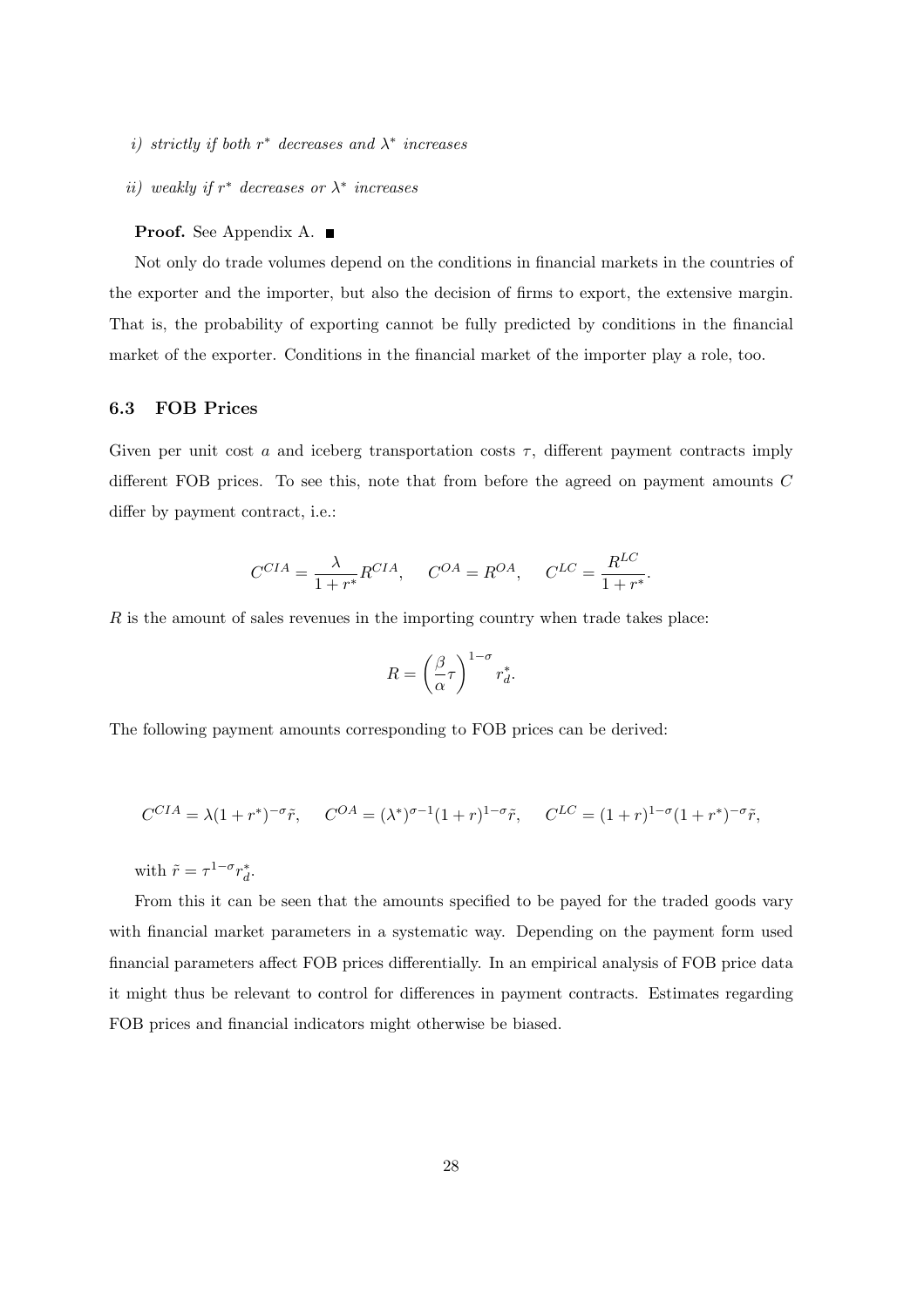*i) strictly if both $r^*$ decreases and $\lambda^*$ increases*

*ii) weakly if $r^*$ decreases or $\lambda^*$ increases*

**Proof.** See Appendix A. ■

Not only do trade volumes depend on the conditions in financial markets in the countries of the exporter and the importer, but also the decision of firms to export, the extensive margin. That is, the probability of exporting cannot be fully predicted by conditions in the financial market of the exporter. Conditions in the financial market of the importer play a role, too.

### 6.3 FOB Prices

Given per unit cost $a$ and iceberg transportation costs $\tau$, different payment contracts imply different FOB prices. To see this, note that from before the agreed on payment amounts $C$ differ by payment contract, i.e.:

$$C^{CIA} = \frac{\lambda}{1+r^*} R^{CIA}, \quad C^{OA} = R^{OA}, \quad C^{LC} = \frac{R^{LC}}{1+r^*}.$$

$R$ is the amount of sales revenues in the importing country when trade takes place:

$$R = \left(\frac{\beta}{\alpha}\tau\right)^{1-\sigma} r_d^*.$$

The following payment amounts corresponding to FOB prices can be derived:

$$C^{CIA} = \lambda(1+r^*)^{-\sigma}\tilde{r}, \quad C^{OA} = (\lambda^*)^{\sigma-1}(1+r)^{1-\sigma}\tilde{r}, \quad C^{LC} = (1+r)^{1-\sigma}(1+r^*)^{-\sigma}\tilde{r},$$

with $\tilde{r} = \tau^{1-\sigma} r_d^*$.

From this it can be seen that the amounts specified to be payed for the traded goods vary with financial market parameters in a systematic way. Depending on the payment form used financial parameters affect FOB prices differentially. In an empirical analysis of FOB price data it might thus be relevant to control for differences in payment contracts. Estimates regarding FOB prices and financial indicators might otherwise be biased.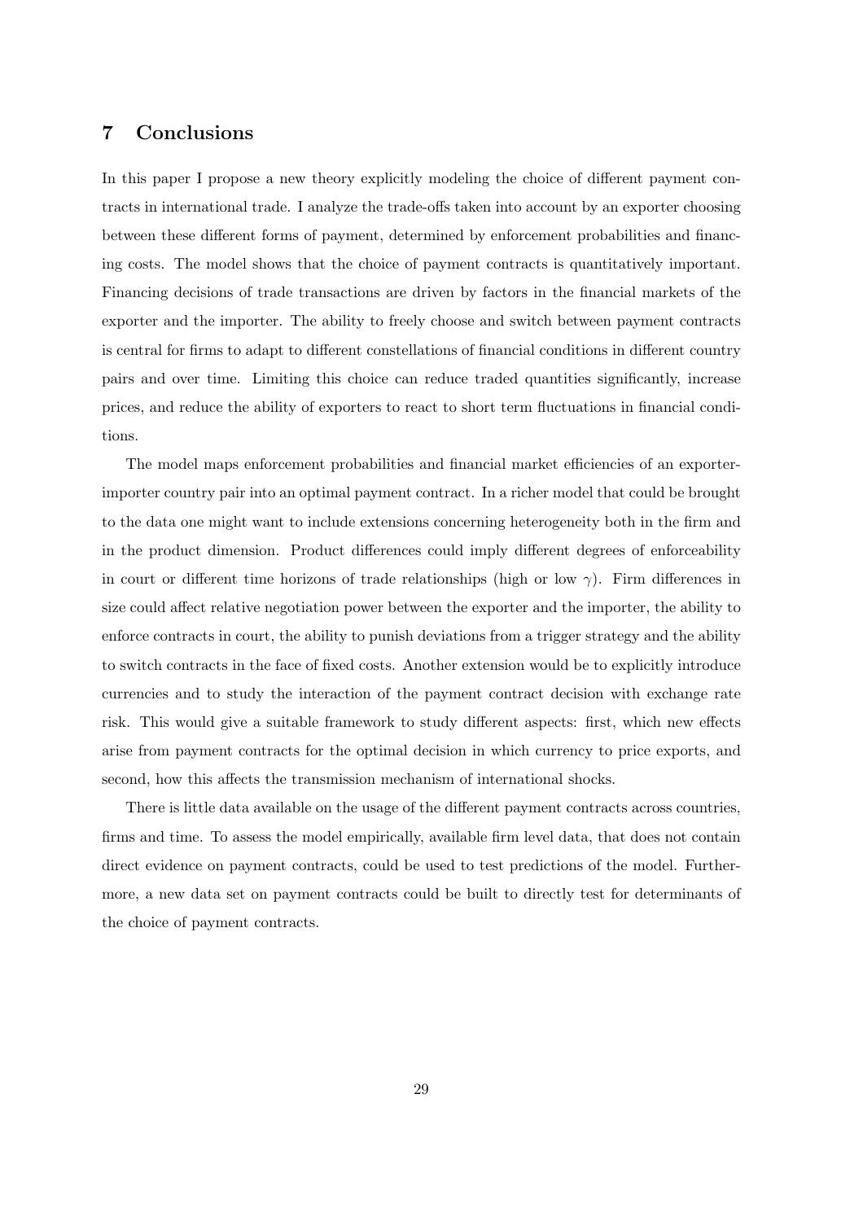## 7 Conclusions

In this paper I propose a new theory explicitly modeling the choice of different payment contracts in international trade. I analyze the trade-offs taken into account by an exporter choosing between these different forms of payment, determined by enforcement probabilities and financing costs. The model shows that the choice of payment contracts is quantitatively important. Financing decisions of trade transactions are driven by factors in the financial markets of the exporter and the importer. The ability to freely choose and switch between payment contracts is central for firms to adapt to different constellations of financial conditions in different country pairs and over time. Limiting this choice can reduce traded quantities significantly, increase prices, and reduce the ability of exporters to react to short term fluctuations in financial conditions.

The model maps enforcement probabilities and financial market efficiencies of an exporter-importer country pair into an optimal payment contract. In a richer model that could be brought to the data one might want to include extensions concerning heterogeneity both in the firm and in the product dimension. Product differences could imply different degrees of enforceability in court or different time horizons of trade relationships (high or low $\gamma$). Firm differences in size could affect relative negotiation power between the exporter and the importer, the ability to enforce contracts in court, the ability to punish deviations from a trigger strategy and the ability to switch contracts in the face of fixed costs. Another extension would be to explicitly introduce currencies and to study the interaction of the payment contract decision with exchange rate risk. This would give a suitable framework to study different aspects: first, which new effects arise from payment contracts for the optimal decision in which currency to price exports, and second, how this affects the transmission mechanism of international shocks.

There is little data available on the usage of the different payment contracts across countries, firms and time. To assess the model empirically, available firm level data, that does not contain direct evidence on payment contracts, could be used to test predictions of the model. Furthermore, a new data set on payment contracts could be built to directly test for determinants of the choice of payment contracts.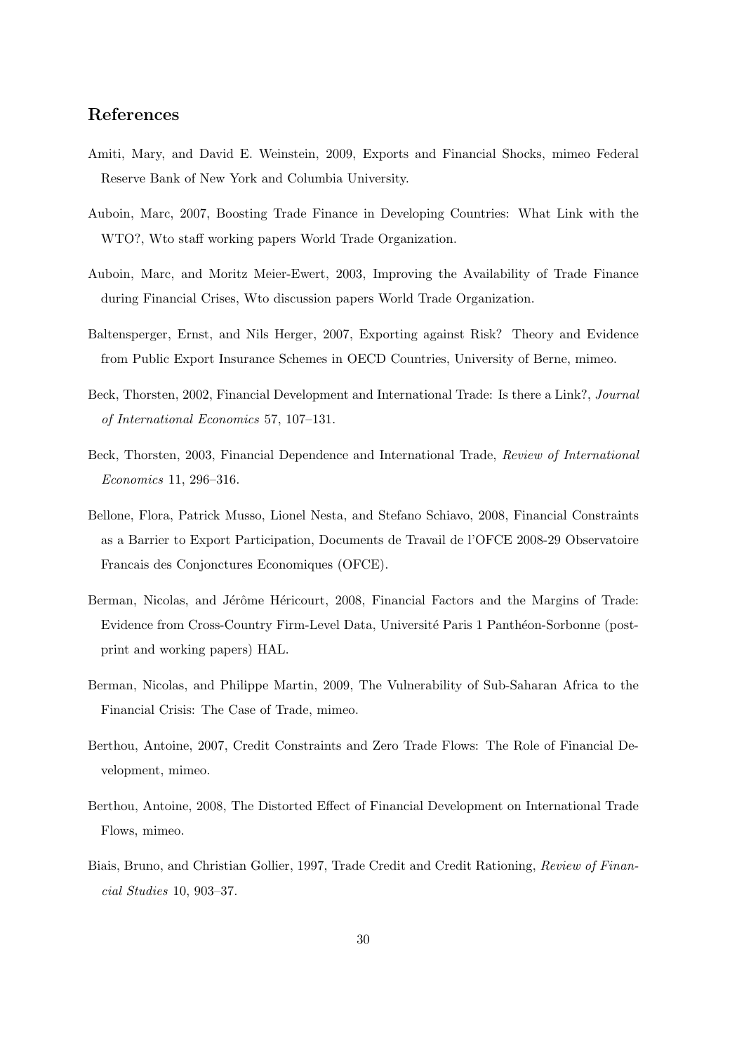## References

Amiti, Mary, and David E. Weinstein, 2009, Exports and Financial Shocks, mimeo Federal Reserve Bank of New York and Columbia University.

Auboin, Marc, 2007, Boosting Trade Finance in Developing Countries: What Link with the WTO?, Wto staff working papers World Trade Organization.

Auboin, Marc, and Moritz Meier-Ewert, 2003, Improving the Availability of Trade Finance during Financial Crises, Wto discussion papers World Trade Organization.

Baltensperger, Ernst, and Nils Herger, 2007, Exporting against Risk? Theory and Evidence from Public Export Insurance Schemes in OECD Countries, University of Berne, mimeo.

Beck, Thorsten, 2002, Financial Development and International Trade: Is there a Link?, *Journal of International Economics* 57, 107–131.

Beck, Thorsten, 2003, Financial Dependence and International Trade, *Review of International Economics* 11, 296–316.

Bellone, Flora, Patrick Musso, Lionel Nesta, and Stefano Schiavo, 2008, Financial Constraints as a Barrier to Export Participation, Documents de Travail de l'OFCE 2008-29 Observatoire Francais des Conjonctures Economiques (OFCE).

Berman, Nicolas, and Jérôme Héricourt, 2008, Financial Factors and the Margins of Trade: Evidence from Cross-Country Firm-Level Data, Université Paris 1 Panthéon-Sorbonne (post-print and working papers) HAL.

Berman, Nicolas, and Philippe Martin, 2009, The Vulnerability of Sub-Saharan Africa to the Financial Crisis: The Case of Trade, mimeo.

Berthou, Antoine, 2007, Credit Constraints and Zero Trade Flows: The Role of Financial Development, mimeo.

Berthou, Antoine, 2008, The Distorted Effect of Financial Development on International Trade Flows, mimeo.

Biais, Bruno, and Christian Gollier, 1997, Trade Credit and Credit Rationing, *Review of Financial Studies* 10, 903–37.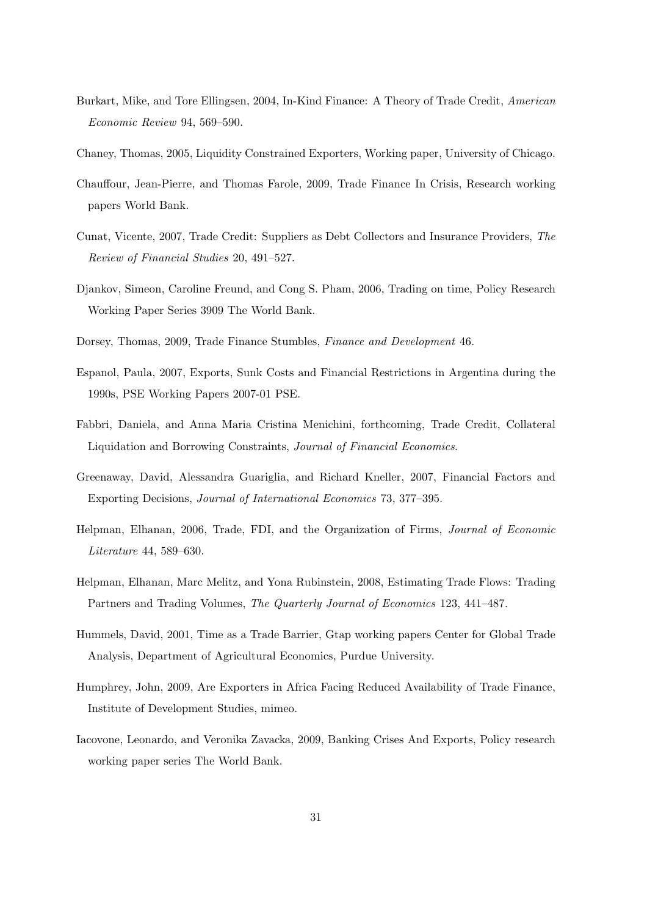Burkart, Mike, and Tore Ellingsen, 2004, In-Kind Finance: A Theory of Trade Credit, *American Economic Review* 94, 569–590.

Chaney, Thomas, 2005, Liquidity Constrained Exporters, Working paper, University of Chicago.

Chauffour, Jean-Pierre, and Thomas Farole, 2009, Trade Finance In Crisis, Research working papers World Bank.

Cunat, Vicente, 2007, Trade Credit: Suppliers as Debt Collectors and Insurance Providers, *The Review of Financial Studies* 20, 491–527.

Djankov, Simeon, Caroline Freund, and Cong S. Pham, 2006, Trading on time, Policy Research Working Paper Series 3909 The World Bank.

Dorsey, Thomas, 2009, Trade Finance Stumbles, *Finance and Development* 46.

Espanol, Paula, 2007, Exports, Sunk Costs and Financial Restrictions in Argentina during the 1990s, PSE Working Papers 2007-01 PSE.

Fabbri, Daniela, and Anna Maria Cristina Menichini, forthcoming, Trade Credit, Collateral Liquidation and Borrowing Constraints, *Journal of Financial Economics*.

Greenaway, David, Alessandra Guariglia, and Richard Kneller, 2007, Financial Factors and Exporting Decisions, *Journal of International Economics* 73, 377–395.

Helpman, Elhanan, 2006, Trade, FDI, and the Organization of Firms, *Journal of Economic Literature* 44, 589–630.

Helpman, Elhanan, Marc Melitz, and Yona Rubinstein, 2008, Estimating Trade Flows: Trading Partners and Trading Volumes, *The Quarterly Journal of Economics* 123, 441–487.

Hummels, David, 2001, Time as a Trade Barrier, Gtap working papers Center for Global Trade Analysis, Department of Agricultural Economics, Purdue University.

Humphrey, John, 2009, Are Exporters in Africa Facing Reduced Availability of Trade Finance, Institute of Development Studies, mimeo.

Iacovone, Leonardo, and Veronika Zavacka, 2009, Banking Crises And Exports, Policy research working paper series The World Bank.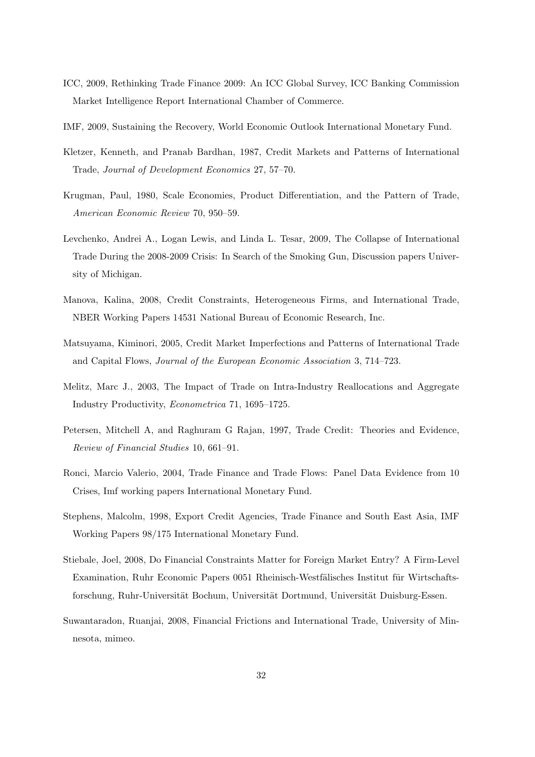ICC, 2009, Rethinking Trade Finance 2009: An ICC Global Survey, ICC Banking Commission Market Intelligence Report International Chamber of Commerce.

IMF, 2009, Sustaining the Recovery, World Economic Outlook International Monetary Fund.

Kletzer, Kenneth, and Pranab Bardhan, 1987, Credit Markets and Patterns of International Trade, *Journal of Development Economics* 27, 57–70.

Krugman, Paul, 1980, Scale Economies, Product Differentiation, and the Pattern of Trade, *American Economic Review* 70, 950–59.

Levchenko, Andrei A., Logan Lewis, and Linda L. Tesar, 2009, The Collapse of International Trade During the 2008-2009 Crisis: In Search of the Smoking Gun, Discussion papers University of Michigan.

Manova, Kalina, 2008, Credit Constraints, Heterogeneous Firms, and International Trade, NBER Working Papers 14531 National Bureau of Economic Research, Inc.

Matsuyama, Kiminori, 2005, Credit Market Imperfections and Patterns of International Trade and Capital Flows, *Journal of the European Economic Association* 3, 714–723.

Melitz, Marc J., 2003, The Impact of Trade on Intra-Industry Reallocations and Aggregate Industry Productivity, *Econometrica* 71, 1695–1725.

Petersen, Mitchell A, and Raghuram G Rajan, 1997, Trade Credit: Theories and Evidence, *Review of Financial Studies* 10, 661–91.

Ronci, Marcio Valerio, 2004, Trade Finance and Trade Flows: Panel Data Evidence from 10 Crises, Imf working papers International Monetary Fund.

Stephens, Malcolm, 1998, Export Credit Agencies, Trade Finance and South East Asia, IMF Working Papers 98/175 International Monetary Fund.

Stiebale, Joel, 2008, Do Financial Constraints Matter for Foreign Market Entry? A Firm-Level Examination, Ruhr Economic Papers 0051 Rheinisch-Westfälisches Institut für Wirtschaftsforschung, Ruhr-Universität Bochum, Universität Dortmund, Universität Duisburg-Essen.

Suwantaradon, Ruanjai, 2008, Financial Frictions and International Trade, University of Minnesota, mimeo.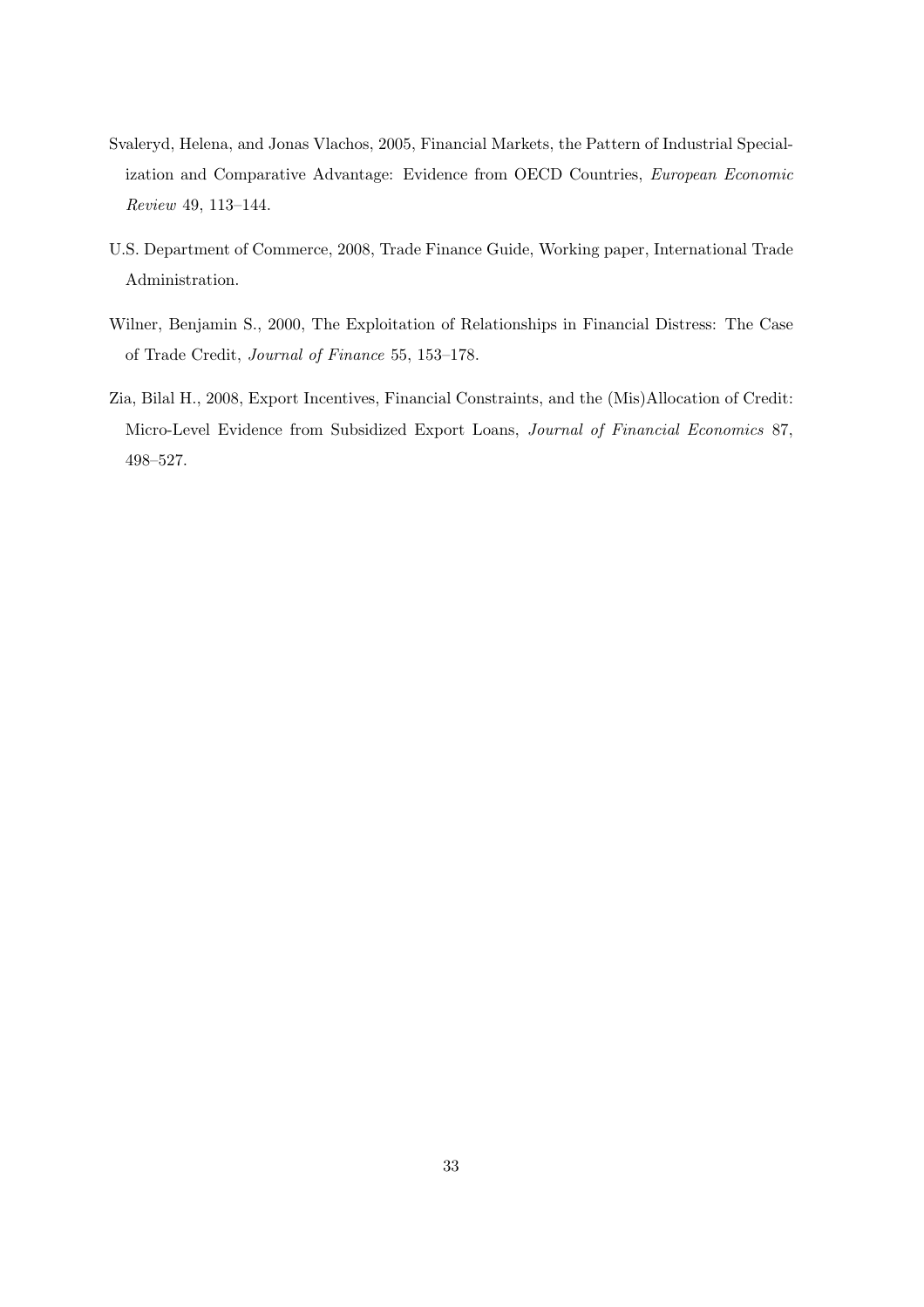Svaleryd, Helena, and Jonas Vlachos, 2005, Financial Markets, the Pattern of Industrial Specialization and Comparative Advantage: Evidence from OECD Countries, *European Economic Review* 49, 113–144.

U.S. Department of Commerce, 2008, Trade Finance Guide, Working paper, International Trade Administration.

Wilner, Benjamin S., 2000, The Exploitation of Relationships in Financial Distress: The Case of Trade Credit, *Journal of Finance* 55, 153–178.

Zia, Bilal H., 2008, Export Incentives, Financial Constraints, and the (Mis)Allocation of Credit: Micro-Level Evidence from Subsidized Export Loans, *Journal of Financial Economics* 87, 498–527.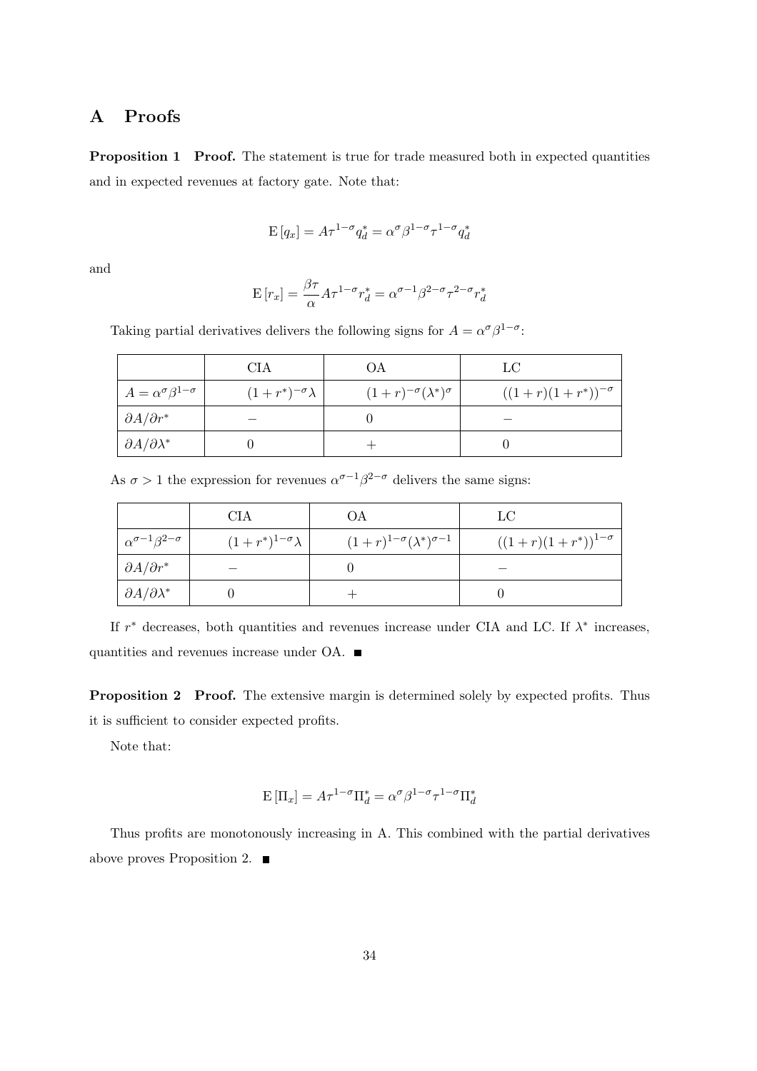# A Proofs

**Proposition 1 Proof.** The statement is true for trade measured both in expected quantities and in expected revenues at factory gate. Note that:

$$\mathrm{E}\left[q_x\right] = A\tau^{1-\sigma}q_d^* = \alpha^{\sigma}\beta^{1-\sigma}\tau^{1-\sigma}q_d^*$$

and

$$\mathrm{E}\left[r_x\right] = \frac{\beta\tau}{\alpha}A\tau^{1-\sigma}r_d^* = \alpha^{\sigma-1}\beta^{2-\sigma}\tau^{2-\sigma}r_d^*$$

Taking partial derivatives delivers the following signs for $A = \alpha^{\sigma}\beta^{1-\sigma}$:

| | CIA | OA | LC |
|---|---|---|---|
| $A = \alpha^{\sigma}\beta^{1-\sigma}$ | $(1+r^*)^{-\sigma}\lambda$ | $(1+r)^{-\sigma}(\lambda^*)^{\sigma}$ | $((1+r)(1+r^*))^{-\sigma}$ |
| $\partial A/\partial r^*$ | $-$ | $0$ | $-$ |
| $\partial A/\partial \lambda^*$ | $0$ | $+$ | $0$ |

As $\sigma > 1$ the expression for revenues $\alpha^{\sigma-1}\beta^{2-\sigma}$ delivers the same signs:

| | CIA | OA | LC |
|---|---|---|---|
| $\alpha^{\sigma-1}\beta^{2-\sigma}$ | $(1+r^*)^{1-\sigma}\lambda$ | $(1+r)^{1-\sigma}(\lambda^*)^{\sigma-1}$ | $((1+r)(1+r^*))^{1-\sigma}$ |
| $\partial A/\partial r^*$ | $-$ | $0$ | $-$ |
| $\partial A/\partial \lambda^*$ | $0$ | $+$ | $0$ |

If $r^*$ decreases, both quantities and revenues increase under CIA and LC. If $\lambda^*$ increases, quantities and revenues increase under OA. ∎

**Proposition 2 Proof.** The extensive margin is determined solely by expected profits. Thus it is sufficient to consider expected profits.

Note that:

$$\mathrm{E}\left[\Pi_x\right] = A\tau^{1-\sigma}\Pi_d^* = \alpha^{\sigma}\beta^{1-\sigma}\tau^{1-\sigma}\Pi_d^*$$

Thus profits are monotonously increasing in A. This combined with the partial derivatives above proves Proposition 2. ∎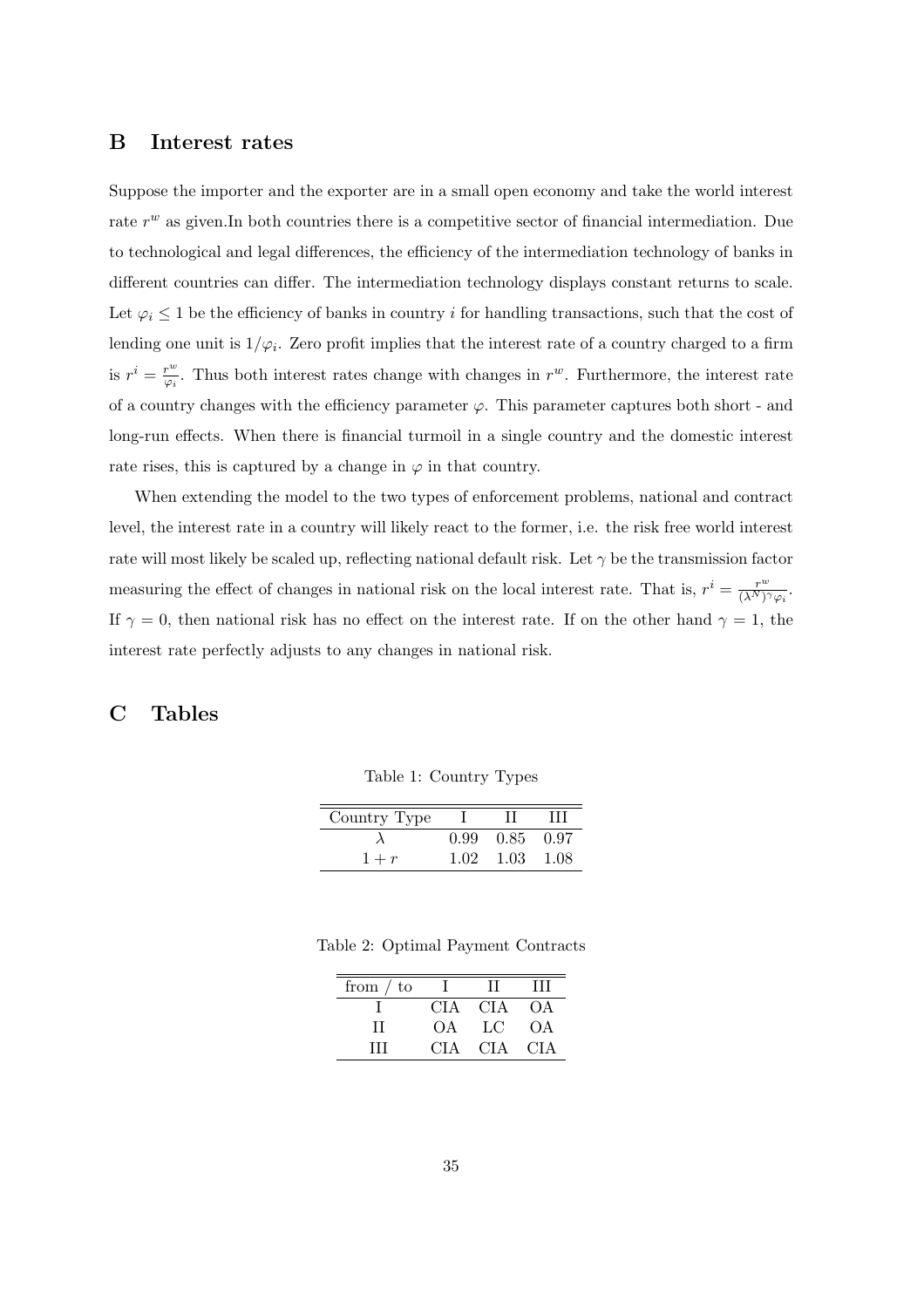## B Interest rates

Suppose the importer and the exporter are in a small open economy and take the world interest rate $r^w$ as given.In both countries there is a competitive sector of financial intermediation. Due to technological and legal differences, the efficiency of the intermediation technology of banks in different countries can differ. The intermediation technology displays constant returns to scale. Let $\varphi_i \leq 1$ be the efficiency of banks in country $i$ for handling transactions, such that the cost of lending one unit is $1/\varphi_i$. Zero profit implies that the interest rate of a country charged to a firm is $r^i = \frac{r^w}{\varphi_i}$. Thus both interest rates change with changes in $r^w$. Furthermore, the interest rate of a country changes with the efficiency parameter $\varphi$. This parameter captures both short - and long-run effects. When there is financial turmoil in a single country and the domestic interest rate rises, this is captured by a change in $\varphi$ in that country.

When extending the model to the two types of enforcement problems, national and contract level, the interest rate in a country will likely react to the former, i.e. the risk free world interest rate will most likely be scaled up, reflecting national default risk. Let $\gamma$ be the transmission factor measuring the effect of changes in national risk on the local interest rate. That is, $r^i = \frac{r^w}{(\lambda^N)^\gamma \varphi_i}$. If $\gamma = 0$, then national risk has no effect on the interest rate. If on the other hand $\gamma = 1$, the interest rate perfectly adjusts to any changes in national risk.

## C Tables

Table 1: Country Types

| Country Type | I | II | III |
|---|---|---|---|
| $\lambda$ | 0.99 | 0.85 | 0.97 |
| $1 + r$ | 1.02 | 1.03 | 1.08 |

Table 2: Optimal Payment Contracts

| from / to | I | II | III |
|---|---|---|---|
| I | CIA | CIA | OA |
| II | OA | LC | OA |
| III | CIA | CIA | CIA |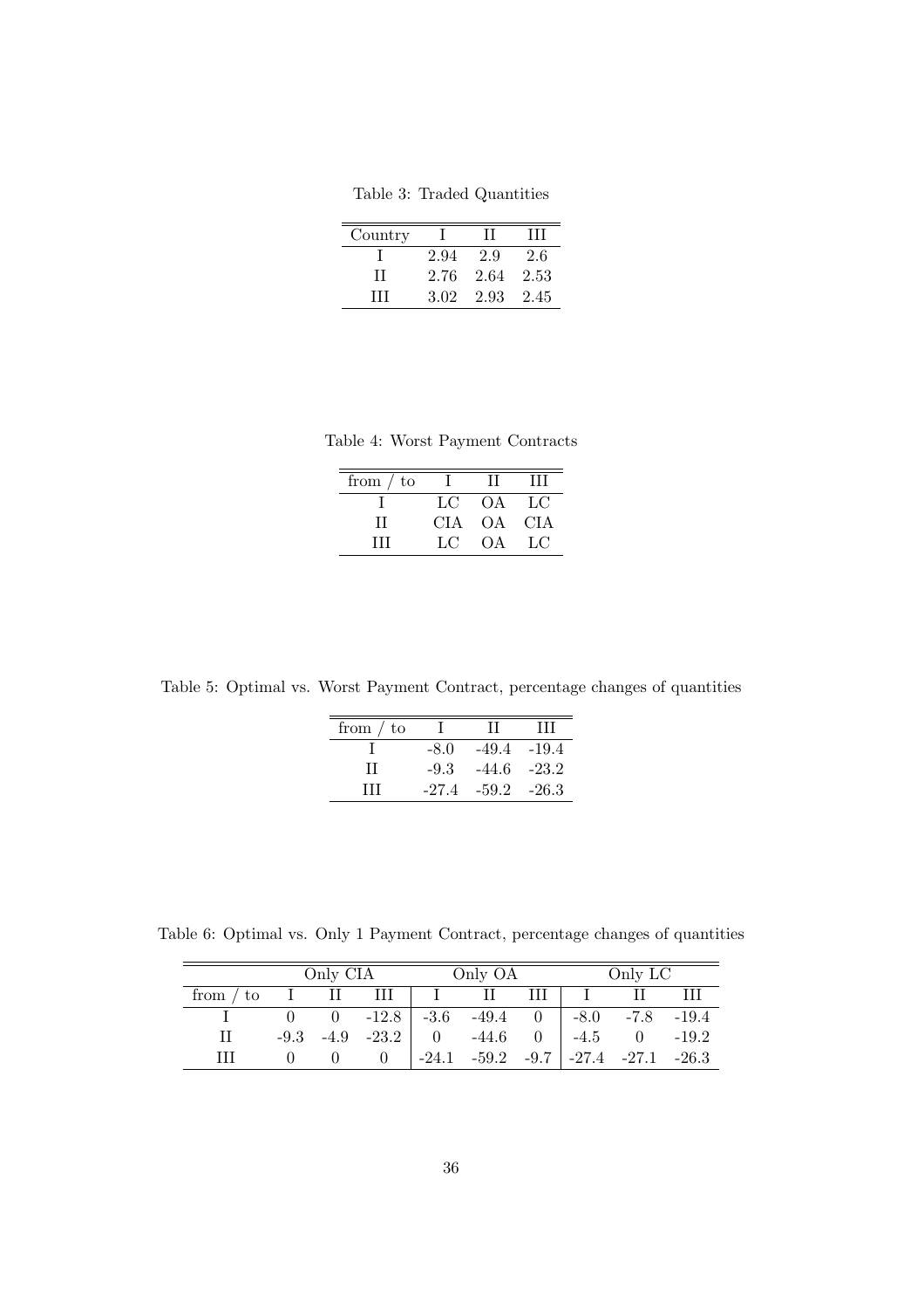Table 3: Traded Quantities

| Country | I | II | III |
|---|---|---|---|
| I | 2.94 | 2.9 | 2.6 |
| II | 2.76 | 2.64 | 2.53 |
| III | 3.02 | 2.93 | 2.45 |

Table 4: Worst Payment Contracts

| from / to | I | II | III |
|---|---|---|---|
| I | LC | OA | LC |
| II | CIA | OA | CIA |
| III | LC | OA | LC |

Table 5: Optimal vs. Worst Payment Contract, percentage changes of quantities

| from / to | I | II | III |
|---|---|---|---|
| I | -8.0 | -49.4 | -19.4 |
| II | -9.3 | -44.6 | -23.2 |
| III | -27.4 | -59.2 | -26.3 |

Table 6: Optimal vs. Only 1 Payment Contract, percentage changes of quantities

| | Only CIA | | | Only OA | | | Only LC | | |
|---|---|---|---|---|---|---|---|---|---|
| from / to | I | II | III | I | II | III | I | II | III |
| I | 0 | 0 | -12.8 | -3.6 | -49.4 | 0 | -8.0 | -7.8 | -19.4 |
| II | -9.3 | -4.9 | -23.2 | 0 | -44.6 | 0 | -4.5 | 0 | -19.2 |
| III | 0 | 0 | 0 | -24.1 | -59.2 | -9.7 | -27.4 | -27.1 | -26.3 |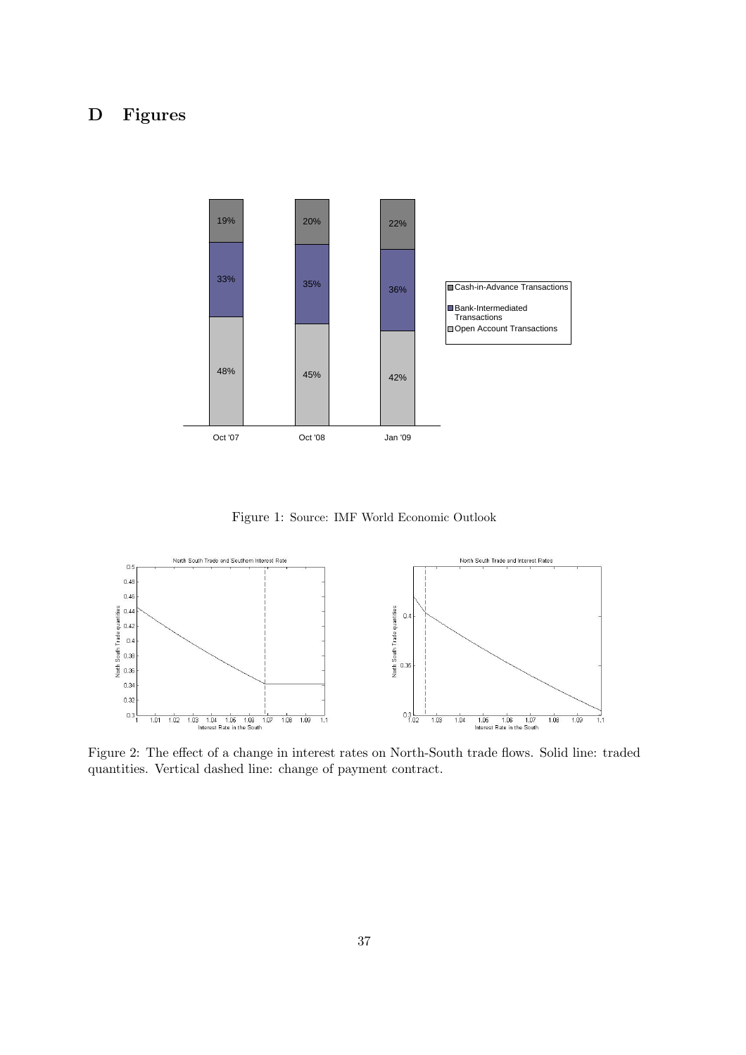# D Figures

19%
20%
22%
33%
35%
36%
48%
45%
42%
Oct '07
Oct '08
Jan '09
Cash-in-Advance Transactions
Bank-Intermediated Transactions
Open Account Transactions

Figure 1: Source: IMF World Economic Outlook

North South Trade and Southern Interest Rate
North South Trade quantities
Interest Rate in the South
0.3
0.32
0.34
0.36
0.38
0.4
0.42
0.44
0.46
0.48
0.5
1
1.01
1.02
1.03
1.04
1.05
1.06
1.07
1.08
1.09
1.1

North South Trade and Interest Rates
North South Trade quantities
Interest Rate in the South
0.3
0.35
0.4
1.02
1.03
1.04
1.05
1.06
1.07
1.08
1.09
1.1

Figure 2: The effect of a change in interest rates on North-South trade flows. Solid line: traded quantities. Vertical dashed line: change of payment contract.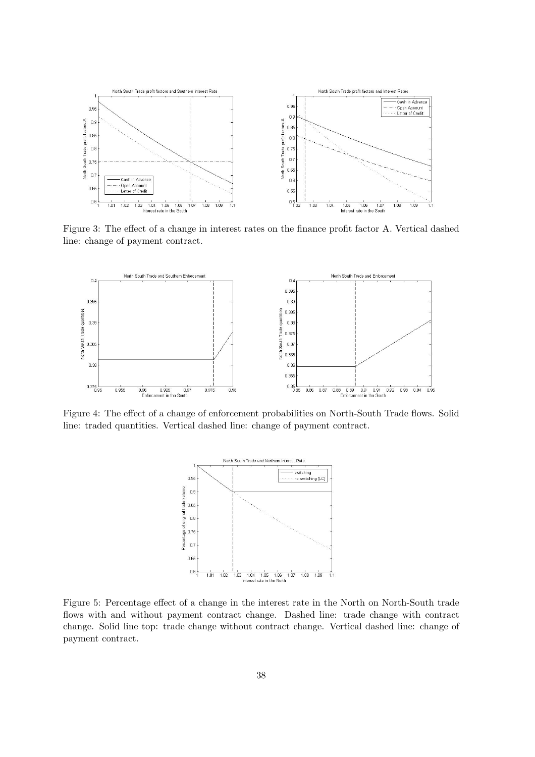North South Trade profit factors and Southern Interest Rate

North South Trade profit factors: A

Cash in Advance
Open Account
Letter of Credit

Interest rate in the South

North South Trade profit factors and Interest Rates

North South Trade profit factors: A

Cash in Advance
Open Account
Letter of Credit

Interest rate in the South

Figure 3: The effect of a change in interest rates on the finance profit factor A. Vertical dashed line: change of payment contract.

North South Trade and Southern Enforcement

North South Trade quantities

Enforcement in the South

North South Trade and Enforcement

North South Trade quantities

Enforcement in the South

Figure 4: The effect of a change of enforcement probabilities on North-South Trade flows. Solid line: traded quantities. Vertical dashed line: change of payment contract.

North South Trade and Northern Interest Rate

switching
no switching (LC)

Percentage of original trade volume

Interest rate in the North

Figure 5: Percentage effect of a change in the interest rate in the North on North-South trade flows with and without payment contract change. Dashed line: trade change with contract change. Solid line top: trade change without contract change. Vertical dashed line: change of payment contract.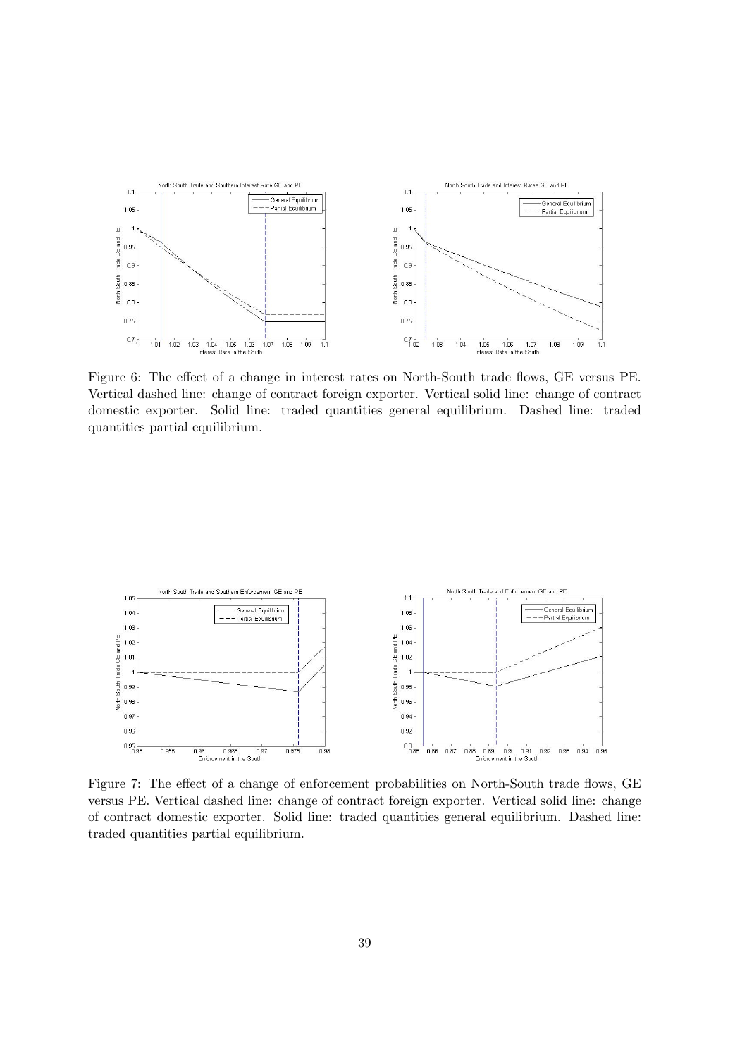North South Trade and Southern Interest Rate GE and PE

General Equilibrium
Partial Equilibrium

North South Trade GE and PE

Interest Rate in the South

1.1
1.05
1
0.95
0.9
0.85
0.8
0.75
0.7

1 1.01 1.02 1.03 1.04 1.05 1.06 1.07 1.08 1.09 1.1

North South Trade and Interest Rates GE and PE

General Equilibrium
Partial Equilibrium

North South Trade GE and PE

Interest Rate in the South

1.1
1.05
1
0.95
0.9
0.85
0.8
0.75
0.7

1.02 1.03 1.04 1.05 1.06 1.07 1.08 1.09 1.1

Figure 6: The effect of a change in interest rates on North-South trade flows, GE versus PE. Vertical dashed line: change of contract foreign exporter. Vertical solid line: change of contract domestic exporter. Solid line: traded quantities general equilibrium. Dashed line: traded quantities partial equilibrium.

North South Trade and Southern Enforcement GE and PE

General Equilibrium
Partial Equilibrium

North South Trade GE and PE

Enforcement in the South

1.05
1.04
1.03
1.02
1.01
1
0.99
0.98
0.97
0.96
0.95

0.95 0.955 0.96 0.965 0.97 0.975 0.98

North South Trade and Enforcement GE and PE

General Equilibrium
Partial Equilibrium

North South Trade GE and PE

Enforcement in the South

1.1
1.08
1.06
1.04
1.02
1
0.98
0.96
0.94
0.92
0.9

0.85 0.86 0.87 0.88 0.89 0.9 0.91 0.92 0.93 0.94 0.95

Figure 7: The effect of a change of enforcement probabilities on North-South trade flows, GE versus PE. Vertical dashed line: change of contract foreign exporter. Vertical solid line: change of contract domestic exporter. Solid line: traded quantities general equilibrium. Dashed line: traded quantities partial equilibrium.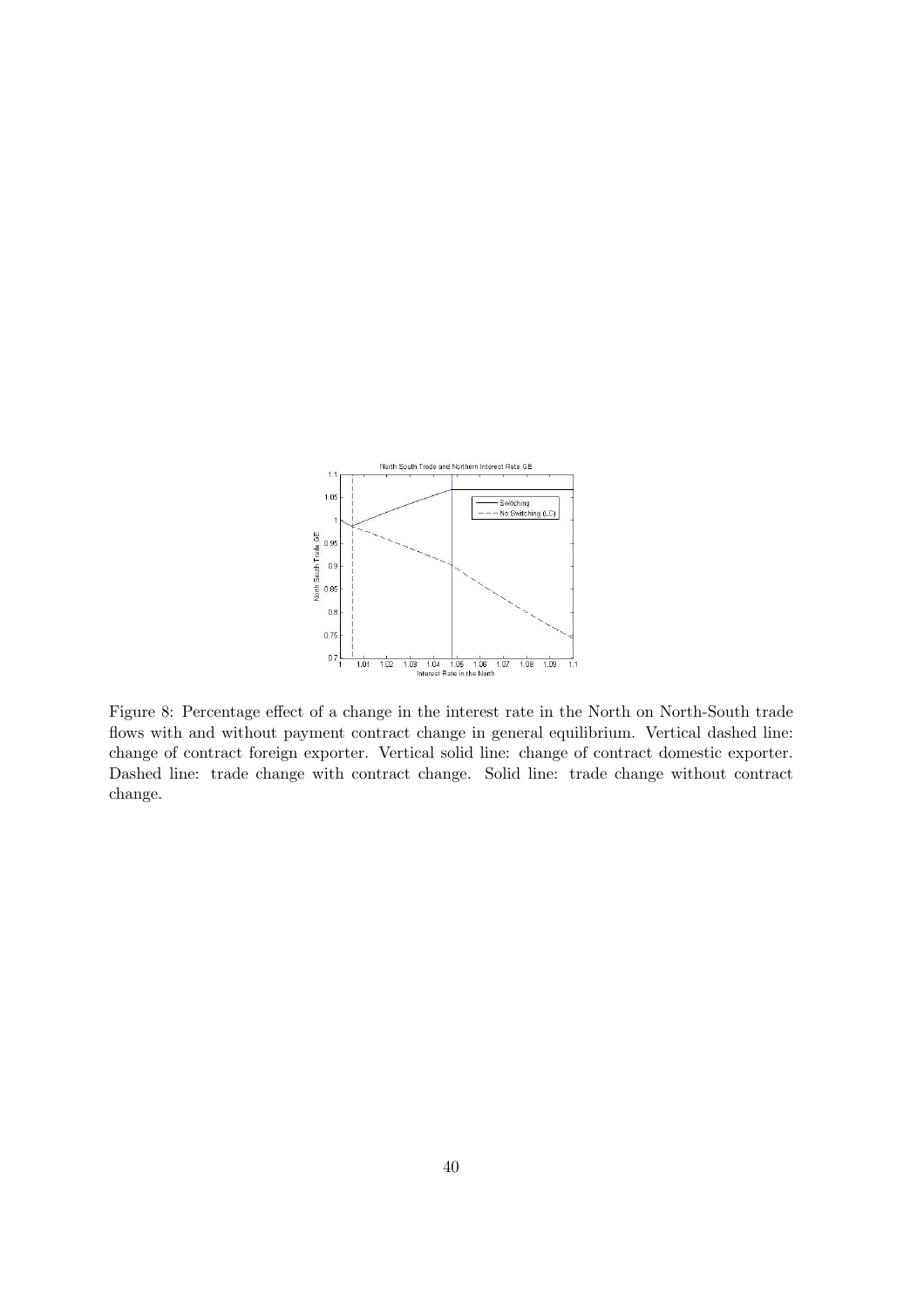North South Trade and Northern Interest Rate GE

North South Trade GE

1.1
1.05
1
0.95
0.9
0.85
0.8
0.75
0.7

Switching
No Switching (LC)

1
1.01
1.02
1.03
1.04
1.05
1.06
1.07
1.08
1.09
1.1

Interest Rate in the North

Figure 8: Percentage effect of a change in the interest rate in the North on North-South trade flows with and without payment contract change in general equilibrium. Vertical dashed line: change of contract foreign exporter. Vertical solid line: change of contract domestic exporter. Dashed line: trade change with contract change. Solid line: trade change without contract change.